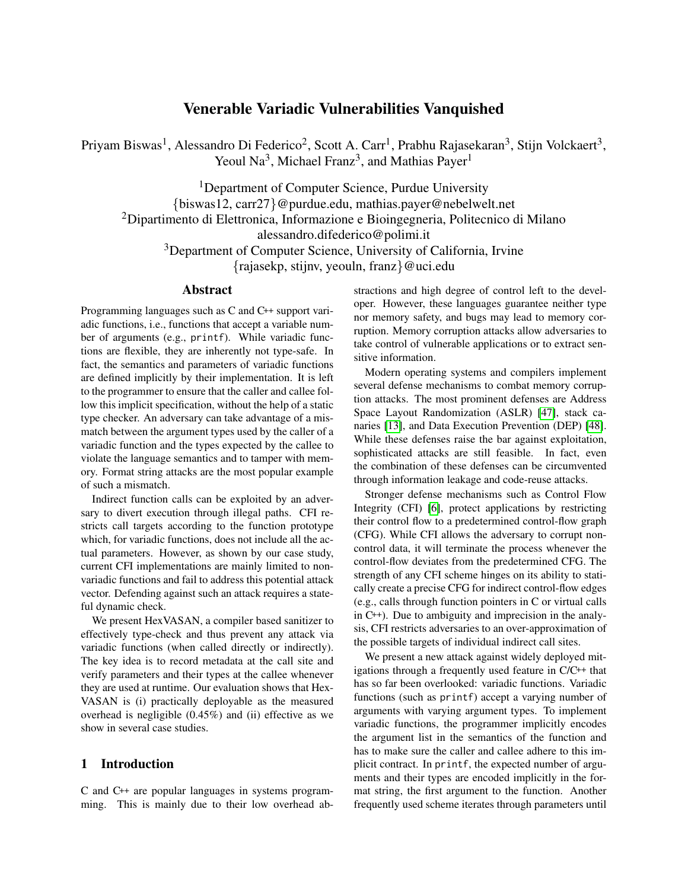# Venerable Variadic Vulnerabilities Vanquished

Priyam Biswas[1], Alessandro Di Federico[2], Scott A. Carr[1], Prabhu Rajasekaran[3], Stijn Volckaert[3], Yeoul Na[3], Michael Franz[3], and Mathias Payer[1]

[1]Department of Computer Science, Purdue University
{biswas12, carr27}@purdue.edu, mathias.payer@nebelwelt.net
[2]Dipartimento di Elettronica, Informazione e Bioingegneria, Politecnico di Milano
alessandro.difederico@polimi.it
[3]Department of Computer Science, University of California, Irvine
{rajasekp, stijnv, yeouln, franz}@uci.edu

## Abstract

Programming languages such as C and C++ support variadic functions, i.e., functions that accept a variable number of arguments (e.g., `printf`). While variadic functions are flexible, they are inherently not type-safe. In fact, the semantics and parameters of variadic functions are defined implicitly by their implementation. It is left to the programmer to ensure that the caller and callee follow this implicit specification, without the help of a static type checker. An adversary can take advantage of a mismatch between the argument types used by the caller of a variadic function and the types expected by the callee to violate the language semantics and to tamper with memory. Format string attacks are the most popular example of such a mismatch.

Indirect function calls can be exploited by an adversary to divert execution through illegal paths. CFI restricts call targets according to the function prototype which, for variadic functions, does not include all the actual parameters. However, as shown by our case study, current CFI implementations are mainly limited to non-variadic functions and fail to address this potential attack vector. Defending against such an attack requires a stateful dynamic check.

We present HexVASAN, a compiler based sanitizer to effectively type-check and thus prevent any attack via variadic functions (when called directly or indirectly). The key idea is to record metadata at the call site and verify parameters and their types at the callee whenever they are used at runtime. Our evaluation shows that HexVASAN is (i) practically deployable as the measured overhead is negligible (0.45%) and (ii) effective as we show in several case studies.

## 1 Introduction

C and C++ are popular languages in systems programming. This is mainly due to their low overhead abstractions and high degree of control left to the developer. However, these languages guarantee neither type nor memory safety, and bugs may lead to memory corruption. Memory corruption attacks allow adversaries to take control of vulnerable applications or to extract sensitive information.

Modern operating systems and compilers implement several defense mechanisms to combat memory corruption attacks. The most prominent defenses are Address Space Layout Randomization (ASLR) [47], stack canaries [13], and Data Execution Prevention (DEP) [48]. While these defenses raise the bar against exploitation, sophisticated attacks are still feasible. In fact, even the combination of these defenses can be circumvented through information leakage and code-reuse attacks.

Stronger defense mechanisms such as Control Flow Integrity (CFI) [6], protect applications by restricting their control flow to a predetermined control-flow graph (CFG). While CFI allows the adversary to corrupt non-control data, it will terminate the process whenever the control-flow deviates from the predetermined CFG. The strength of any CFI scheme hinges on its ability to statically create a precise CFG for indirect control-flow edges (e.g., calls through function pointers in C or virtual calls in C++). Due to ambiguity and imprecision in the analysis, CFI restricts adversaries to an over-approximation of the possible targets of individual indirect call sites.

We present a new attack against widely deployed mitigations through a frequently used feature in C/C++ that has so far been overlooked: variadic functions. Variadic functions (such as `printf`) accept a varying number of arguments with varying argument types. To implement variadic functions, the programmer implicitly encodes the argument list in the semantics of the function and has to make sure the caller and callee adhere to this implicit contract. In `printf`, the expected number of arguments and their types are encoded implicitly in the format string, the first argument to the function. Another frequently used scheme iterates through parameters until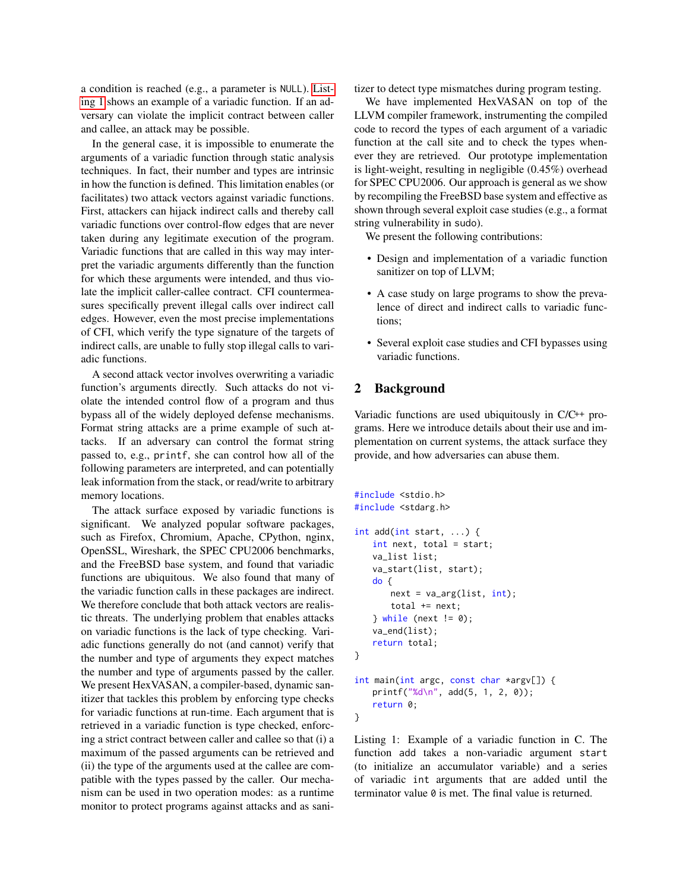a condition is reached (e.g., a parameter is NULL). Listing 1 shows an example of a variadic function. If an adversary can violate the implicit contract between caller and callee, an attack may be possible.

In the general case, it is impossible to enumerate the arguments of a variadic function through static analysis techniques. In fact, their number and types are intrinsic in how the function is defined. This limitation enables (or facilitates) two attack vectors against variadic functions. First, attackers can hijack indirect calls and thereby call variadic functions over control-flow edges that are never taken during any legitimate execution of the program. Variadic functions that are called in this way may interpret the variadic arguments differently than the function for which these arguments were intended, and thus violate the implicit caller-callee contract. CFI countermeasures specifically prevent illegal calls over indirect call edges. However, even the most precise implementations of CFI, which verify the type signature of the targets of indirect calls, are unable to fully stop illegal calls to variadic functions.

A second attack vector involves overwriting a variadic function's arguments directly. Such attacks do not violate the intended control flow of a program and thus bypass all of the widely deployed defense mechanisms. Format string attacks are a prime example of such attacks. If an adversary can control the format string passed to, e.g., `printf`, she can control how all of the following parameters are interpreted, and can potentially leak information from the stack, or read/write to arbitrary memory locations.

The attack surface exposed by variadic functions is significant. We analyzed popular software packages, such as Firefox, Chromium, Apache, CPython, nginx, OpenSSL, Wireshark, the SPEC CPU2006 benchmarks, and the FreeBSD base system, and found that variadic functions are ubiquitous. We also found that many of the variadic function calls in these packages are indirect. We therefore conclude that both attack vectors are realistic threats. The underlying problem that enables attacks on variadic functions is the lack of type checking. Variadic functions generally do not (and cannot) verify that the number and type of arguments they expect matches the number and type of arguments passed by the caller. We present HexVASAN, a compiler-based, dynamic sanitizer that tackles this problem by enforcing type checks for variadic functions at run-time. Each argument that is retrieved in a variadic function is type checked, enforcing a strict contract between caller and callee so that (i) a maximum of the passed arguments can be retrieved and (ii) the type of the arguments used at the callee are compatible with the types passed by the caller. Our mechanism can be used in two operation modes: as a runtime monitor to protect programs against attacks and as sanitizer to detect type mismatches during program testing.

We have implemented HexVASAN on top of the LLVM compiler framework, instrumenting the compiled code to record the types of each argument of a variadic function at the call site and to check the types whenever they are retrieved. Our prototype implementation is light-weight, resulting in negligible (0.45%) overhead for SPEC CPU2006. Our approach is general as we show by recompiling the FreeBSD base system and effective as shown through several exploit case studies (e.g., a format string vulnerability in sudo).

We present the following contributions:

- Design and implementation of a variadic function sanitizer on top of LLVM;
- A case study on large programs to show the prevalence of direct and indirect calls to variadic functions;
- Several exploit case studies and CFI bypasses using variadic functions.

## 2 Background

Variadic functions are used ubiquitously in C/C++ programs. Here we introduce details about their use and implementation on current systems, the attack surface they provide, and how adversaries can abuse them.

```c
#include <stdio.h>
#include <stdarg.h>

int add(int start, ...) {
    int next, total = start;
    va_list list;
    va_start(list, start);
    do {
        next = va_arg(list, int);
        total += next;
    } while (next != 0);
    va_end(list);
    return total;
}

int main(int argc, const char *argv[]) {
    printf("%d\n", add(5, 1, 2, 0));
    return 0;
}
```

Listing 1: Example of a variadic function in C. The function `add` takes a non-variadic argument `start` (to initialize an accumulator variable) and a series of variadic `int` arguments that are added until the terminator value `0` is met. The final value is returned.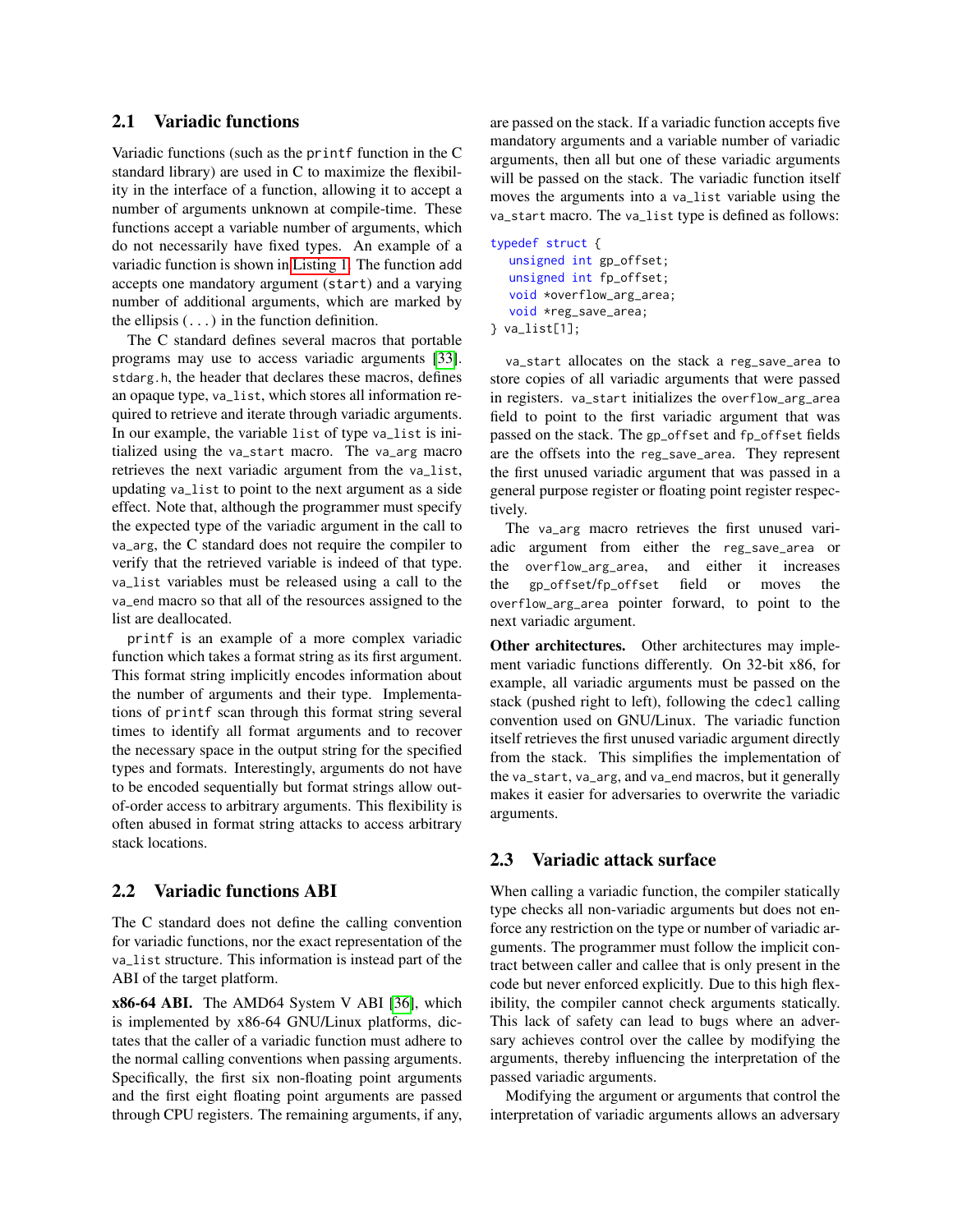## 2.1 Variadic functions

Variadic functions (such as the `printf` function in the C standard library) are used in C to maximize the flexibility in the interface of a function, allowing it to accept a number of arguments unknown at compile-time. These functions accept a variable number of arguments, which do not necessarily have fixed types. An example of a variadic function is shown in Listing 1. The function `add` accepts one mandatory argument (`start`) and a varying number of additional arguments, which are marked by the ellipsis (...) in the function definition.

The C standard defines several macros that portable programs may use to access variadic arguments [33]. `stdarg.h`, the header that declares these macros, defines an opaque type, `va_list`, which stores all information required to retrieve and iterate through variadic arguments. In our example, the variable `list` of type `va_list` is initialized using the `va_start` macro. The `va_arg` macro retrieves the next variadic argument from the `va_list`, updating `va_list` to point to the next argument as a side effect. Note that, although the programmer must specify the expected type of the variadic argument in the call to `va_arg`, the C standard does not require the compiler to verify that the retrieved variable is indeed of that type. `va_list` variables must be released using a call to the `va_end` macro so that all of the resources assigned to the list are deallocated.

`printf` is an example of a more complex variadic function which takes a format string as its first argument. This format string implicitly encodes information about the number of arguments and their type. Implementations of `printf` scan through this format string several times to identify all format arguments and to recover the necessary space in the output string for the specified types and formats. Interestingly, arguments do not have to be encoded sequentially but format strings allow out-of-order access to arbitrary arguments. This flexibility is often abused in format string attacks to access arbitrary stack locations.

## 2.2 Variadic functions ABI

The C standard does not define the calling convention for variadic functions, nor the exact representation of the `va_list` structure. This information is instead part of the ABI of the target platform.

**x86-64 ABI.** The AMD64 System V ABI [36], which is implemented by x86-64 GNU/Linux platforms, dictates that the caller of a variadic function must adhere to the normal calling conventions when passing arguments. Specifically, the first six non-floating point arguments and the first eight floating point arguments are passed through CPU registers. The remaining arguments, if any, are passed on the stack. If a variadic function accepts five mandatory arguments and a variable number of variadic arguments, then all but one of these variadic arguments will be passed on the stack. The variadic function itself moves the arguments into a `va_list` variable using the `va_start` macro. The `va_list` type is defined as follows:

```
typedef struct {
   unsigned int gp_offset;
   unsigned int fp_offset;
   void *overflow_arg_area;
   void *reg_save_area;
} va_list[1];
```

`va_start` allocates on the stack a `reg_save_area` to store copies of all variadic arguments that were passed in registers. `va_start` initializes the `overflow_arg_area` field to point to the first variadic argument that was passed on the stack. The `gp_offset` and `fp_offset` fields are the offsets into the `reg_save_area`. They represent the first unused variadic argument that was passed in a general purpose register or floating point register respectively.

The `va_arg` macro retrieves the first unused variadic argument from either the `reg_save_area` or the `overflow_arg_area`, and either it increases the `gp_offset`/`fp_offset` field or moves the `overflow_arg_area` pointer forward, to point to the next variadic argument.

**Other architectures.** Other architectures may implement variadic functions differently. On 32-bit x86, for example, all variadic arguments must be passed on the stack (pushed right to left), following the `cdecl` calling convention used on GNU/Linux. The variadic function itself retrieves the first unused variadic argument directly from the stack. This simplifies the implementation of the `va_start`, `va_arg`, and `va_end` macros, but it generally makes it easier for adversaries to overwrite the variadic arguments.

## 2.3 Variadic attack surface

When calling a variadic function, the compiler statically type checks all non-variadic arguments but does not enforce any restriction on the type or number of variadic arguments. The programmer must follow the implicit contract between caller and callee that is only present in the code but never enforced explicitly. Due to this high flexibility, the compiler cannot check arguments statically. This lack of safety can lead to bugs where an adversary achieves control over the callee by modifying the arguments, thereby influencing the interpretation of the passed variadic arguments.

Modifying the argument or arguments that control the interpretation of variadic arguments allows an adversary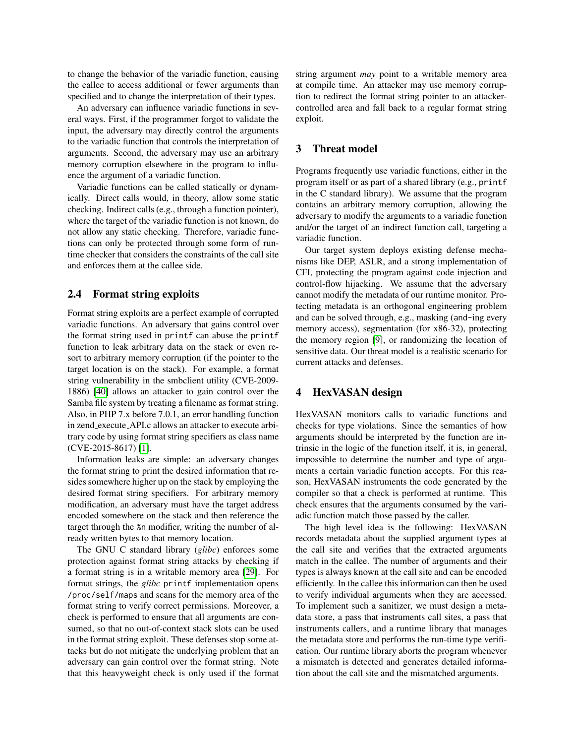to change the behavior of the variadic function, causing the callee to access additional or fewer arguments than specified and to change the interpretation of their types.

An adversary can influence variadic functions in several ways. First, if the programmer forgot to validate the input, the adversary may directly control the arguments to the variadic function that controls the interpretation of arguments. Second, the adversary may use an arbitrary memory corruption elsewhere in the program to influence the argument of a variadic function.

Variadic functions can be called statically or dynamically. Direct calls would, in theory, allow some static checking. Indirect calls (e.g., through a function pointer), where the target of the variadic function is not known, do not allow any static checking. Therefore, variadic functions can only be protected through some form of runtime checker that considers the constraints of the call site and enforces them at the callee side.

### 2.4 Format string exploits

Format string exploits are a perfect example of corrupted variadic functions. An adversary that gains control over the format string used in `printf` can abuse the `printf` function to leak arbitrary data on the stack or even resort to arbitrary memory corruption (if the pointer to the target location is on the stack). For example, a format string vulnerability in the smbclient utility (CVE-2009-1886) [40] allows an attacker to gain control over the Samba file system by treating a filename as format string. Also, in PHP 7.x before 7.0.1, an error handling function in zend_execute_API.c allows an attacker to execute arbitrary code by using format string specifiers as class name (CVE-2015-8617) [1].

Information leaks are simple: an adversary changes the format string to print the desired information that resides somewhere higher up on the stack by employing the desired format string specifiers. For arbitrary memory modification, an adversary must have the target address encoded somewhere on the stack and then reference the target through the `%n` modifier, writing the number of already written bytes to that memory location.

The GNU C standard library (*glibc*) enforces some protection against format string attacks by checking if a format string is in a writable memory area [29]. For format strings, the *glibc* `printf` implementation opens `/proc/self/maps` and scans for the memory area of the format string to verify correct permissions. Moreover, a check is performed to ensure that all arguments are consumed, so that no out-of-context stack slots can be used in the format string exploit. These defenses stop some attacks but do not mitigate the underlying problem that an adversary can gain control over the format string. Note that this heavyweight check is only used if the format string argument *may* point to a writable memory area at compile time. An attacker may use memory corruption to redirect the format string pointer to an attacker-controlled area and fall back to a regular format string exploit.

## 3 Threat model

Programs frequently use variadic functions, either in the program itself or as part of a shared library (e.g., `printf` in the C standard library). We assume that the program contains an arbitrary memory corruption, allowing the adversary to modify the arguments to a variadic function and/or the target of an indirect function call, targeting a variadic function.

Our target system deploys existing defense mechanisms like DEP, ASLR, and a strong implementation of CFI, protecting the program against code injection and control-flow hijacking. We assume that the adversary cannot modify the metadata of our runtime monitor. Protecting metadata is an orthogonal engineering problem and can be solved through, e.g., masking (`and`-ing every memory access), segmentation (for x86-32), protecting the memory region [9], or randomizing the location of sensitive data. Our threat model is a realistic scenario for current attacks and defenses.

## 4 HexVASAN design

HexVASAN monitors calls to variadic functions and checks for type violations. Since the semantics of how arguments should be interpreted by the function are intrinsic in the logic of the function itself, it is, in general, impossible to determine the number and type of arguments a certain variadic function accepts. For this reason, HexVASAN instruments the code generated by the compiler so that a check is performed at runtime. This check ensures that the arguments consumed by the variadic function match those passed by the caller.

The high level idea is the following: HexVASAN records metadata about the supplied argument types at the call site and verifies that the extracted arguments match in the callee. The number of arguments and their types is always known at the call site and can be encoded efficiently. In the callee this information can then be used to verify individual arguments when they are accessed. To implement such a sanitizer, we must design a metadata store, a pass that instruments call sites, a pass that instruments callers, and a runtime library that manages the metadata store and performs the run-time type verification. Our runtime library aborts the program whenever a mismatch is detected and generates detailed information about the call site and the mismatched arguments.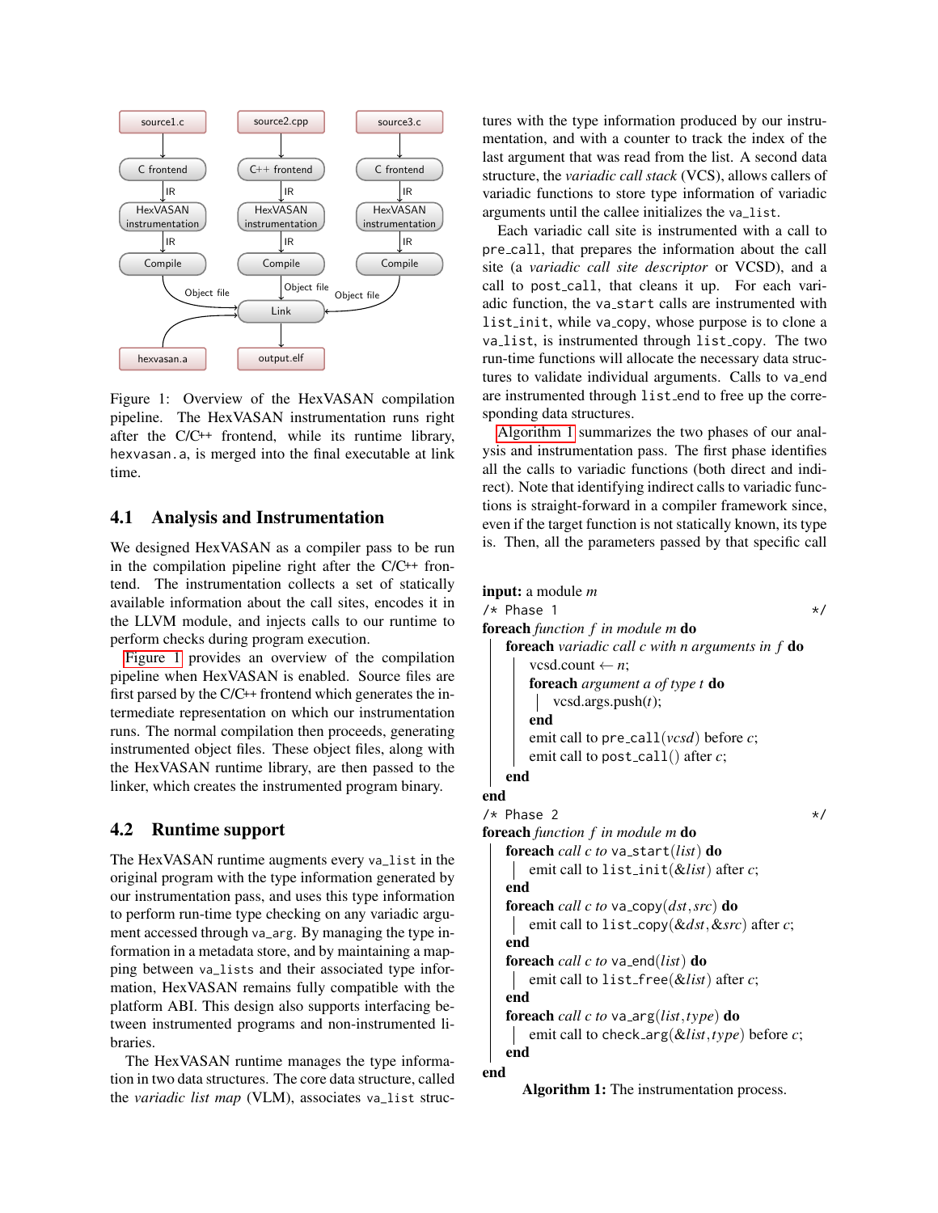Figure 1: Overview of the HexVASAN compilation pipeline. The HexVASAN instrumentation runs right after the C/C++ frontend, while its runtime library, `hexvasan.a`, is merged into the final executable at link time.

## 4.1 Analysis and Instrumentation

We designed HexVASAN as a compiler pass to be run in the compilation pipeline right after the C/C++ frontend. The instrumentation collects a set of statically available information about the call sites, encodes it in the LLVM module, and injects calls to our runtime to perform checks during program execution.

Figure 1 provides an overview of the compilation pipeline when HexVASAN is enabled. Source files are first parsed by the C/C++ frontend which generates the intermediate representation on which our instrumentation runs. The normal compilation then proceeds, generating instrumented object files. These object files, along with the HexVASAN runtime library, are then passed to the linker, which creates the instrumented program binary.

## 4.2 Runtime support

The HexVASAN runtime augments every `va_list` in the original program with the type information generated by our instrumentation pass, and uses this type information to perform run-time type checking on any variadic argument accessed through `va_arg`. By managing the type information in a metadata store, and by maintaining a mapping between `va_lists` and their associated type information, HexVASAN remains fully compatible with the platform ABI. This design also supports interfacing between instrumented programs and non-instrumented libraries.

The HexVASAN runtime manages the type information in two data structures. The core data structure, called the *variadic list map* (VLM), associates `va_list` structures with the type information produced by our instrumentation, and with a counter to track the index of the last argument that was read from the list. A second data structure, the *variadic call stack* (VCS), allows callers of variadic functions to store type information of variadic arguments until the callee initializes the `va_list`.

Each variadic call site is instrumented with a call to `pre_call`, that prepares the information about the call site (a *variadic call site descriptor* or VCSD), and a call to `post_call`, that cleans it up. For each variadic function, the `va_start` calls are instrumented with `list_init`, while `va_copy`, whose purpose is to clone a `va_list`, is instrumented through `list_copy`. The two run-time functions will allocate the necessary data structures to validate individual arguments. Calls to `va_end` are instrumented through `list_end` to free up the corresponding data structures.

Algorithm 1 summarizes the two phases of our analysis and instrumentation pass. The first phase identifies all the calls to variadic functions (both direct and indirect). Note that identifying indirect calls to variadic functions is straight-forward in a compiler framework since, even if the target function is not statically known, its type is. Then, all the parameters passed by that specific call

```
input: a module m
/* Phase 1 */
foreach function f in module m do
    foreach variadic call c with n arguments in f do
        vcsd.count ← n;
        foreach argument a of type t do
            vcsd.args.push(t);
        end
        emit call to pre_call(vcsd) before c;
        emit call to post_call() after c;
    end
end
/* Phase 2 */
foreach function f in module m do
    foreach call c to va_start(list) do
        emit call to list_init(&list) after c;
    end
    foreach call c to va_copy(dst, src) do
        emit call to list_copy(&dst, &src) after c;
    end
    foreach call c to va_end(list) do
        emit call to list_free(&list) after c;
    end
    foreach call c to va_arg(list, type) do
        emit call to check_arg(&list, type) before c;
    end
end
```

**Algorithm 1:** The instrumentation process.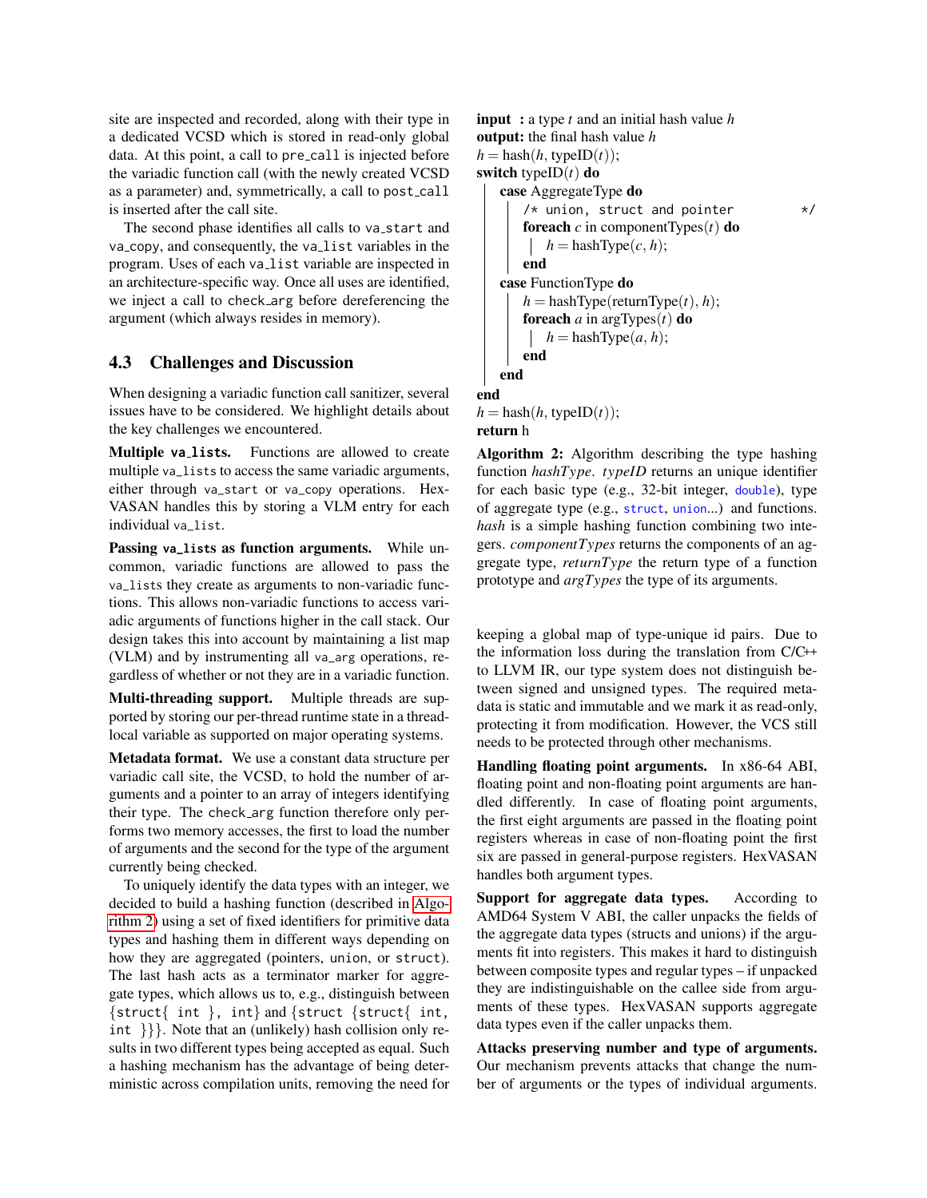site are inspected and recorded, along with their type in a dedicated VCSD which is stored in read-only global data. At this point, a call to `pre_call` is injected before the variadic function call (with the newly created VCSD as a parameter) and, symmetrically, a call to `post_call` is inserted after the call site.

The second phase identifies all calls to `va_start` and `va_copy`, and consequently, the `va_list` variables in the program. Uses of each `va_list` variable are inspected in an architecture-specific way. Once all uses are identified, we inject a call to `check_arg` before dereferencing the argument (which always resides in memory).

## 4.3 Challenges and Discussion

When designing a variadic function call sanitizer, several issues have to be considered. We highlight details about the key challenges we encountered.

**Multiple `va_lists`.** Functions are allowed to create multiple `va_lists` to access the same variadic arguments, either through `va_start` or `va_copy` operations. HexVASAN handles this by storing a VLM entry for each individual `va_list`.

**Passing `va_lists` as function arguments.** While uncommon, variadic functions are allowed to pass the `va_lists` they create as arguments to non-variadic functions. This allows non-variadic functions to access variadic arguments of functions higher in the call stack. Our design takes this into account by maintaining a list map (VLM) and by instrumenting all `va_arg` operations, regardless of whether or not they are in a variadic function.

**Multi-threading support.** Multiple threads are supported by storing our per-thread runtime state in a thread-local variable as supported on major operating systems.

**Metadata format.** We use a constant data structure per variadic call site, the VCSD, to hold the number of arguments and a pointer to an array of integers identifying their type. The `check_arg` function therefore only performs two memory accesses, the first to load the number of arguments and the second for the type of the argument currently being checked.

To uniquely identify the data types with an integer, we decided to build a hashing function (described in Algorithm 2) using a set of fixed identifiers for primitive data types and hashing them in different ways depending on how they are aggregated (pointers, `union`, or `struct`). The last hash acts as a terminator marker for aggregate types, which allows us to, e.g., distinguish between `{struct{ int }, int}` and `{struct {struct{ int, int }}}`. Note that an (unlikely) hash collision only results in two different types being accepted as equal. Such a hashing mechanism has the advantage of being deterministic across compilation units, removing the need for keeping a global map of type-unique id pairs. Due to the information loss during the translation from C/C++ to LLVM IR, our type system does not distinguish between signed and unsigned types. The required metadata is static and immutable and we mark it as read-only, protecting it from modification. However, the VCS still needs to be protected through other mechanisms.

```
input  : a type t and an initial hash value h
output: the final hash value h
h = hash(h, typeID(t));
switch typeID(t) do
    case AggregateType do
        /* union, struct and pointer                */
        foreach c in componentTypes(t) do
            h = hashType(c, h);
        end
    case FunctionType do
        h = hashType(returnType(t), h);
        foreach a in argTypes(t) do
            h = hashType(a, h);
        end
    end
end
h = hash(h, typeID(t));
return h
```

**Algorithm 2:** Algorithm describing the type hashing function *hashType*. *typeID* returns an unique identifier for each basic type (e.g., 32-bit integer, `double`), type of aggregate type (e.g., `struct`, `union`...) and functions. *hash* is a simple hashing function combining two integers. *componentTypes* returns the components of an aggregate type, *returnType* the return type of a function prototype and *argTypes* the type of its arguments.

**Handling floating point arguments.** In x86-64 ABI, floating point and non-floating point arguments are handled differently. In case of floating point arguments, the first eight arguments are passed in the floating point registers whereas in case of non-floating point the first six are passed in general-purpose registers. HexVASAN handles both argument types.

**Support for aggregate data types.** According to AMD64 System V ABI, the caller unpacks the fields of the aggregate data types (structs and unions) if the arguments fit into registers. This makes it hard to distinguish between composite types and regular types – if unpacked they are indistinguishable on the callee side from arguments of these types. HexVASAN supports aggregate data types even if the caller unpacks them.

**Attacks preserving number and type of arguments.** Our mechanism prevents attacks that change the number of arguments or the types of individual arguments.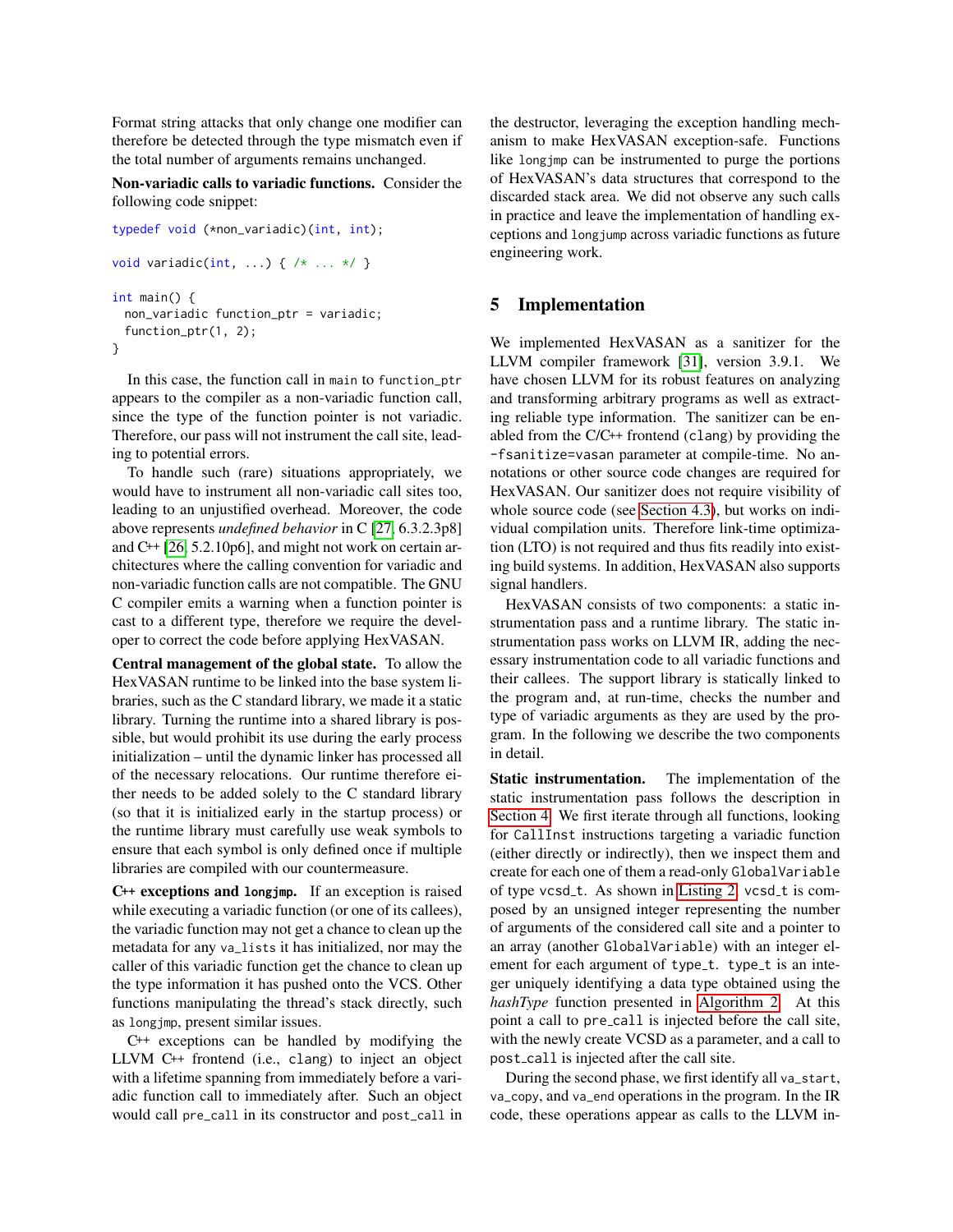Format string attacks that only change one modifier can therefore be detected through the type mismatch even if the total number of arguments remains unchanged.

**Non-variadic calls to variadic functions.** Consider the following code snippet:

```
typedef void (*non_variadic)(int, int);

void variadic(int, ...) { /* ... */ }

int main() {
  non_variadic function_ptr = variadic;
  function_ptr(1, 2);
}
```

In this case, the function call in `main` to `function_ptr` appears to the compiler as a non-variadic function call, since the type of the function pointer is not variadic. Therefore, our pass will not instrument the call site, leading to potential errors.

To handle such (rare) situations appropriately, we would have to instrument all non-variadic call sites too, leading to an unjustified overhead. Moreover, the code above represents *undefined behavior* in C [27, 6.3.2.3p8] and C++ [26, 5.2.10p6], and might not work on certain architectures where the calling convention for variadic and non-variadic function calls are not compatible. The GNU C compiler emits a warning when a function pointer is cast to a different type, therefore we require the developer to correct the code before applying HexVASAN.

**Central management of the global state.** To allow the HexVASAN runtime to be linked into the base system libraries, such as the C standard library, we made it a static library. Turning the runtime into a shared library is possible, but would prohibit its use during the early process initialization – until the dynamic linker has processed all of the necessary relocations. Our runtime therefore either needs to be added solely to the C standard library (so that it is initialized early in the startup process) or the runtime library must carefully use weak symbols to ensure that each symbol is only defined once if multiple libraries are compiled with our countermeasure.

**C++ exceptions and `longjmp`.** If an exception is raised while executing a variadic function (or one of its callees), the variadic function may not get a chance to clean up the metadata for any `va_lists` it has initialized, nor may the caller of this variadic function get the chance to clean up the type information it has pushed onto the VCS. Other functions manipulating the thread's stack directly, such as `longjmp`, present similar issues.

C++ exceptions can be handled by modifying the LLVM C++ frontend (i.e., `clang`) to inject an object with a lifetime spanning from immediately before a variadic function call to immediately after. Such an object would call `pre_call` in its constructor and `post_call` in the destructor, leveraging the exception handling mechanism to make HexVASAN exception-safe. Functions like `longjmp` can be instrumented to purge the portions of HexVASAN's data structures that correspond to the discarded stack area. We did not observe any such calls in practice and leave the implementation of handling exceptions and `longjump` across variadic functions as future engineering work.

## 5 Implementation

We implemented HexVASAN as a sanitizer for the LLVM compiler framework [31], version 3.9.1. We have chosen LLVM for its robust features on analyzing and transforming arbitrary programs as well as extracting reliable type information. The sanitizer can be enabled from the C/C++ frontend (`clang`) by providing the `-fsanitize=vasan` parameter at compile-time. No annotations or other source code changes are required for HexVASAN. Our sanitizer does not require visibility of whole source code (see Section 4.3), but works on individual compilation units. Therefore link-time optimization (LTO) is not required and thus fits readily into existing build systems. In addition, HexVASAN also supports signal handlers.

HexVASAN consists of two components: a static instrumentation pass and a runtime library. The static instrumentation pass works on LLVM IR, adding the necessary instrumentation code to all variadic functions and their callees. The support library is statically linked to the program and, at run-time, checks the number and type of variadic arguments as they are used by the program. In the following we describe the two components in detail.

**Static instrumentation.** The implementation of the static instrumentation pass follows the description in Section 4. We first iterate through all functions, looking for `CallInst` instructions targeting a variadic function (either directly or indirectly), then we inspect them and create for each one of them a read-only `GlobalVariable` of type `vcsd_t`. As shown in Listing 2, `vcsd_t` is composed by an unsigned integer representing the number of arguments of the considered call site and a pointer to an array (another `GlobalVariable`) with an integer element for each argument of `type_t`. `type_t` is an integer uniquely identifying a data type obtained using the *hashType* function presented in Algorithm 2. At this point a call to `pre_call` is injected before the call site, with the newly create VCSD as a parameter, and a call to `post_call` is injected after the call site.

During the second phase, we first identify all `va_start`, `va_copy`, and `va_end` operations in the program. In the IR code, these operations appear as calls to the LLVM in-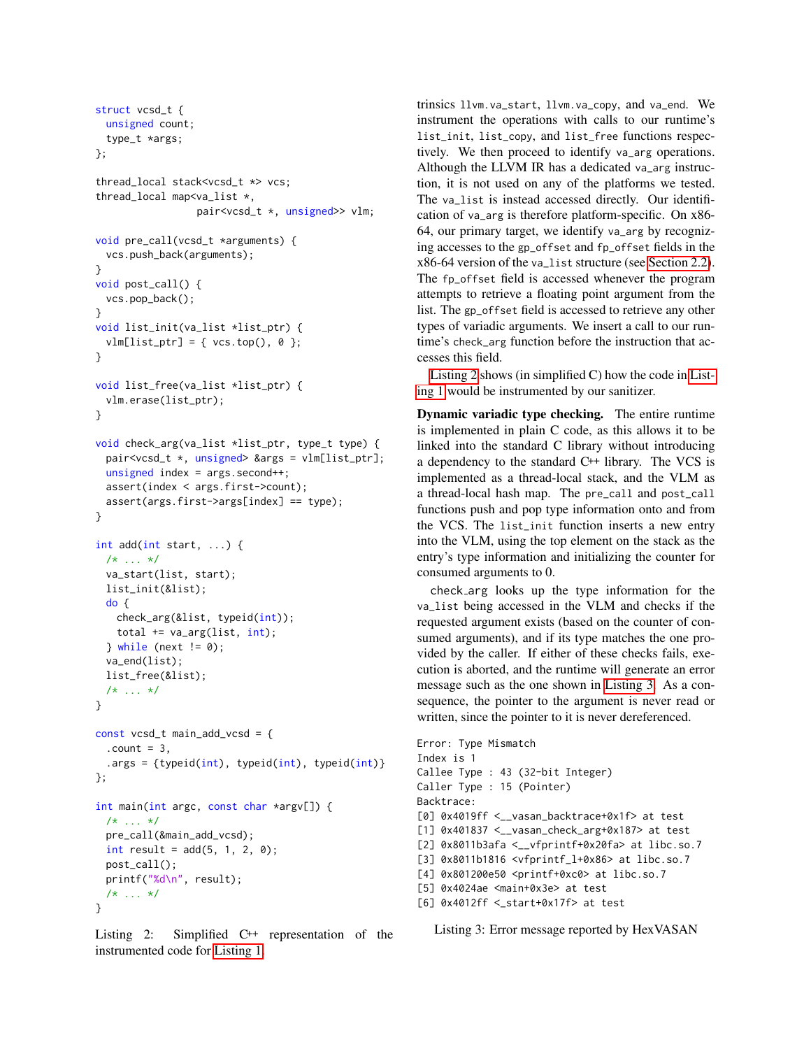```
struct vcsd_t {
  unsigned count;
  type_t *args;
};

thread_local stack<vcsd_t *> vcs;
thread_local map<va_list *,
                 pair<vcsd_t *, unsigned>> vlm;

void pre_call(vcsd_t *arguments) {
  vcs.push_back(arguments);
}
void post_call() {
  vcs.pop_back();
}
void list_init(va_list *list_ptr) {
  vlm[list_ptr] = { vcs.top(), 0 };
}

void list_free(va_list *list_ptr) {
  vlm.erase(list_ptr);
}

void check_arg(va_list *list_ptr, type_t type) {
  pair<vcsd_t *, unsigned> &args = vlm[list_ptr];
  unsigned index = args.second++;
  assert(index < args.first->count);
  assert(args.first->args[index] == type);
}

int add(int start, ...) {
  /* ... */
  va_start(list, start);
  list_init(&list);
  do {
    check_arg(&list, typeid(int));
    total += va_arg(list, int);
  } while (next != 0);
  va_end(list);
  list_free(&list);
  /* ... */
}

const vcsd_t main_add_vcsd = {
  .count = 3,
  .args = {typeid(int), typeid(int), typeid(int)}
};

int main(int argc, const char *argv[]) {
  /* ... */
  pre_call(&main_add_vcsd);
  int result = add(5, 1, 2, 0);
  post_call();
  printf("%d\n", result);
  /* ... */
}
```

Listing 2: Simplified C++ representation of the instrumented code for Listing 1.

trinsics `llvm.va_start`, `llvm.va_copy`, and `va_end`. We instrument the operations with calls to our runtime's `list_init`, `list_copy`, and `list_free` functions respectively. We then proceed to identify `va_arg` operations. Although the LLVM IR has a dedicated `va_arg` instruction, it is not used on any of the platforms we tested. The `va_list` is instead accessed directly. Our identification of `va_arg` is therefore platform-specific. On x86-64, our primary target, we identify `va_arg` by recognizing accesses to the `gp_offset` and `fp_offset` fields in the x86-64 version of the `va_list` structure (see Section 2.2). The `fp_offset` field is accessed whenever the program attempts to retrieve a floating point argument from the list. The `gp_offset` field is accessed to retrieve any other types of variadic arguments. We insert a call to our runtime's `check_arg` function before the instruction that accesses this field.

Listing 2 shows (in simplified C) how the code in Listing 1 would be instrumented by our sanitizer.

**Dynamic variadic type checking.** The entire runtime is implemented in plain C code, as this allows it to be linked into the standard C library without introducing a dependency to the standard C++ library. The VCS is implemented as a thread-local stack, and the VLM as a thread-local hash map. The `pre_call` and `post_call` functions push and pop type information onto and from the VCS. The `list_init` function inserts a new entry into the VLM, using the top element on the stack as the entry's type information and initializing the counter for consumed arguments to 0.

check_arg looks up the type information for the `va_list` being accessed in the VLM and checks if the requested argument exists (based on the counter of consumed arguments), and if its type matches the one provided by the caller. If either of these checks fails, execution is aborted, and the runtime will generate an error message such as the one shown in Listing 3. As a consequence, the pointer to the argument is never read or written, since the pointer to it is never dereferenced.

```
Error: Type Mismatch
Index is 1
Callee Type : 43 (32-bit Integer)
Caller Type : 15 (Pointer)
Backtrace:
[0] 0x4019ff <__vasan_backtrace+0x1f> at test
[1] 0x401837 <__vasan_check_arg+0x187> at test
[2] 0x8011b3afa <__vfprintf+0x20fa> at libc.so.7
[3] 0x8011b1816 <vfprintf_l+0x86> at libc.so.7
[4] 0x801200e50 <printf+0xc0> at libc.so.7
[5] 0x4024ae <main+0x3e> at test
[6] 0x4012ff <_start+0x17f> at test
```

Listing 3: Error message reported by HexVASAN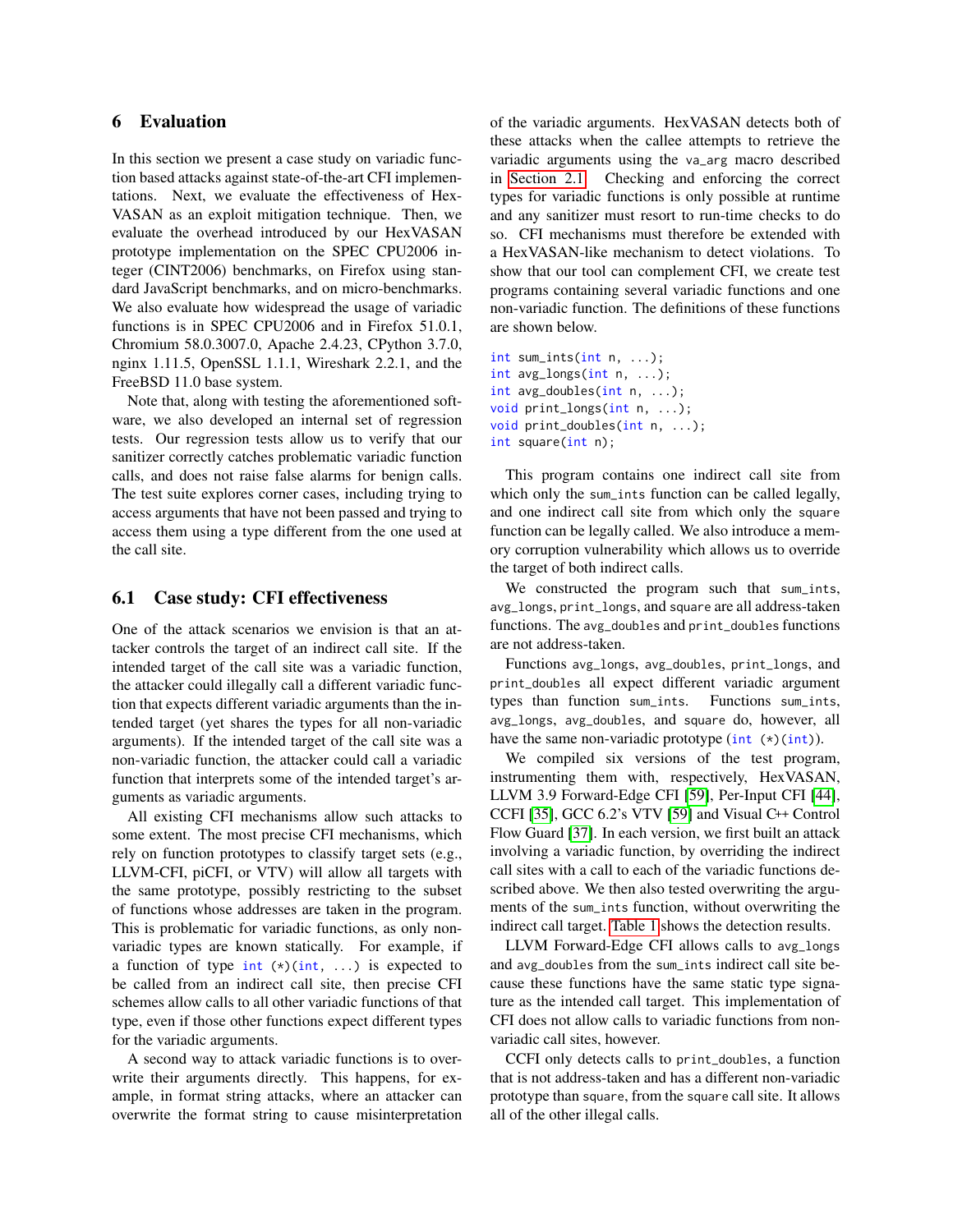## 6 Evaluation

In this section we present a case study on variadic function based attacks against state-of-the-art CFI implementations. Next, we evaluate the effectiveness of HexVASAN as an exploit mitigation technique. Then, we evaluate the overhead introduced by our HexVASAN prototype implementation on the SPEC CPU2006 integer (CINT2006) benchmarks, on Firefox using standard JavaScript benchmarks, and on micro-benchmarks. We also evaluate how widespread the usage of variadic functions is in SPEC CPU2006 and in Firefox 51.0.1, Chromium 58.0.3007.0, Apache 2.4.23, CPython 3.7.0, nginx 1.11.5, OpenSSL 1.1.1, Wireshark 2.2.1, and the FreeBSD 11.0 base system.

Note that, along with testing the aforementioned software, we also developed an internal set of regression tests. Our regression tests allow us to verify that our sanitizer correctly catches problematic variadic function calls, and does not raise false alarms for benign calls. The test suite explores corner cases, including trying to access arguments that have not been passed and trying to access them using a type different from the one used at the call site.

### 6.1 Case study: CFI effectiveness

One of the attack scenarios we envision is that an attacker controls the target of an indirect call site. If the intended target of the call site was a variadic function, the attacker could illegally call a different variadic function that expects different variadic arguments than the intended target (yet shares the types for all non-variadic arguments). If the intended target of the call site was a non-variadic function, the attacker could call a variadic function that interprets some of the intended target's arguments as variadic arguments.

All existing CFI mechanisms allow such attacks to some extent. The most precise CFI mechanisms, which rely on function prototypes to classify target sets (e.g., LLVM-CFI, piCFI, or VTV) will allow all targets with the same prototype, possibly restricting to the subset of functions whose addresses are taken in the program. This is problematic for variadic functions, as only non-variadic types are known statically. For example, if a function of type `int (*)(int, ...)` is expected to be called from an indirect call site, then precise CFI schemes allow calls to all other variadic functions of that type, even if those other functions expect different types for the variadic arguments.

A second way to attack variadic functions is to overwrite their arguments directly. This happens, for example, in format string attacks, where an attacker can overwrite the format string to cause misinterpretation of the variadic arguments. HexVASAN detects both of these attacks when the callee attempts to retrieve the variadic arguments using the `va_arg` macro described in Section 2.1. Checking and enforcing the correct types for variadic functions is only possible at runtime and any sanitizer must resort to run-time checks to do so. CFI mechanisms must therefore be extended with a HexVASAN-like mechanism to detect violations. To show that our tool can complement CFI, we create test programs containing several variadic functions and one non-variadic function. The definitions of these functions are shown below.

```
int sum_ints(int n, ...);
int avg_longs(int n, ...);
int avg_doubles(int n, ...);
void print_longs(int n, ...);
void print_doubles(int n, ...);
int square(int n);
```

This program contains one indirect call site from which only the `sum_ints` function can be called legally, and one indirect call site from which only the `square` function can be legally called. We also introduce a memory corruption vulnerability which allows us to override the target of both indirect calls.

We constructed the program such that `sum_ints`, `avg_longs`, `print_longs`, and `square` are all address-taken functions. The `avg_doubles` and `print_doubles` functions are not address-taken.

Functions `avg_longs`, `avg_doubles`, `print_longs`, and `print_doubles` all expect different variadic argument types than function `sum_ints`. Functions `sum_ints`, `avg_longs`, `avg_doubles`, and `square` do, however, all have the same non-variadic prototype (`int (*)(int)`).

We compiled six versions of the test program, instrumenting them with, respectively, HexVASAN, LLVM 3.9 Forward-Edge CFI [59], Per-Input CFI [44], CCFI [35], GCC 6.2's VTV [59] and Visual C++ Control Flow Guard [37]. In each version, we first built an attack involving a variadic function, by overriding the indirect call sites with a call to each of the variadic functions described above. We then also tested overwriting the arguments of the `sum_ints` function, without overwriting the indirect call target. Table 1 shows the detection results.

LLVM Forward-Edge CFI allows calls to `avg_longs` and `avg_doubles` from the `sum_ints` indirect call site because these functions have the same static type signature as the intended call target. This implementation of CFI does not allow calls to variadic functions from non-variadic call sites, however.

CCFI only detects calls to `print_doubles`, a function that is not address-taken and has a different non-variadic prototype than `square`, from the `square` call site. It allows all of the other illegal calls.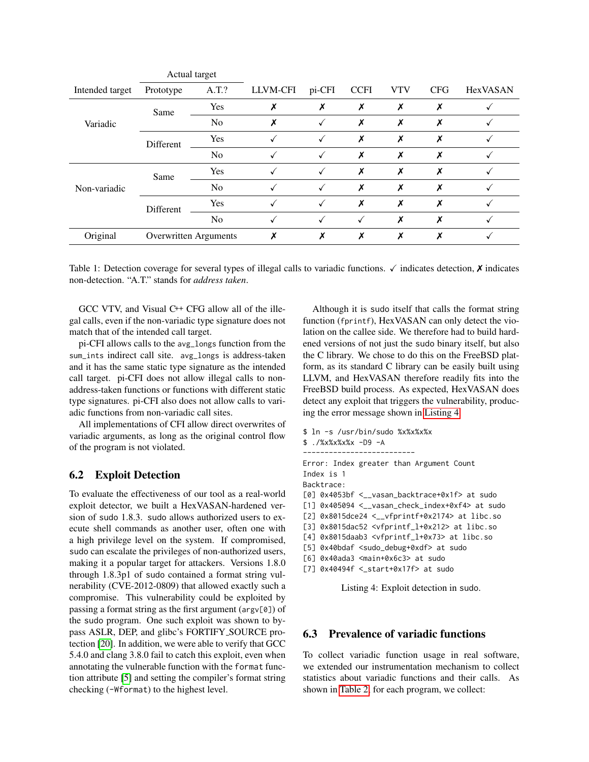| Intended target | Actual target | | LLVM-CFI | pi-CFI | CCFI | VTV | CFG | HexVASAN |
|---|---|---|---|---|---|---|---|---|
| | Prototype | A.T.? | | | | | | |
| Variadic | Same | Yes | ✗ | ✗ | ✗ | ✗ | ✗ | ✓ |
| | | No | ✗ | ✓ | ✗ | ✗ | ✗ | ✓ |
| | Different | Yes | ✓ | ✓ | ✗ | ✗ | ✗ | ✓ |
| | | No | ✓ | ✓ | ✗ | ✗ | ✗ | ✓ |
| Non-variadic | Same | Yes | ✓ | ✓ | ✗ | ✗ | ✗ | ✓ |
| | | No | ✓ | ✓ | ✗ | ✗ | ✗ | ✓ |
| | Different | Yes | ✓ | ✓ | ✗ | ✗ | ✗ | ✓ |
| | | No | ✓ | ✓ | ✓ | ✗ | ✗ | ✓ |
| Original | Overwritten Arguments | | ✗ | ✗ | ✗ | ✗ | ✗ | ✓ |

Table 1: Detection coverage for several types of illegal calls to variadic functions. ✓ indicates detection, ✗ indicates non-detection. "A.T." stands for *address taken*.

GCC VTV, and Visual C++ CFG allow all of the illegal calls, even if the non-variadic type signature does not match that of the intended call target.

pi-CFI allows calls to the `avg_longs` function from the `sum_ints` indirect call site. `avg_longs` is address-taken and it has the same static type signature as the intended call target. pi-CFI does not allow illegal calls to non-address-taken functions or functions with different static type signatures. pi-CFI also does not allow calls to variadic functions from non-variadic call sites.

All implementations of CFI allow direct overwrites of variadic arguments, as long as the original control flow of the program is not violated.

## 6.2 Exploit Detection

To evaluate the effectiveness of our tool as a real-world exploit detector, we built a HexVASAN-hardened version of sudo 1.8.3. sudo allows authorized users to execute shell commands as another user, often one with a high privilege level on the system. If compromised, sudo can escalate the privileges of non-authorized users, making it a popular target for attackers. Versions 1.8.0 through 1.8.3p1 of sudo contained a format string vulnerability (CVE-2012-0809) that allowed exactly such a compromise. This vulnerability could be exploited by passing a format string as the first argument (`argv[0]`) of the sudo program. One such exploit was shown to bypass ASLR, DEP, and glibc's FORTIFY_SOURCE protection [20]. In addition, we were able to verify that GCC 5.4.0 and clang 3.8.0 fail to catch this exploit, even when annotating the vulnerable function with the `format` function attribute [5] and setting the compiler's format string checking (`-Wformat`) to the highest level.

Although it is sudo itself that calls the format string function (`fprintf`), HexVASAN can only detect the violation on the callee side. We therefore had to build hardened versions of not just the sudo binary itself, but also the C library. We chose to do this on the FreeBSD platform, as its standard C library can be easily built using LLVM, and HexVASAN therefore readily fits into the FreeBSD build process. As expected, HexVASAN does detect any exploit that triggers the vulnerability, producing the error message shown in Listing 4.

```
$ ln -s /usr/bin/sudo %x%x%x%x
$ ./%x%x%x%x -D9 -A
--------------------------
Error: Index greater than Argument Count
Index is 1
Backtrace:
[0] 0x4053bf <__vasan_backtrace+0x1f> at sudo
[1] 0x405094 <__vasan_check_index+0xf4> at sudo
[2] 0x8015dce24 <__vfprintf+0x2174> at libc.so
[3] 0x8015dac52 <vfprintf_l+0x212> at libc.so
[4] 0x8015daab3 <vfprintf_l+0x73> at libc.so
[5] 0x40bdaf <sudo_debug+0xdf> at sudo
[6] 0x40ada3 <main+0x6c3> at sudo
[7] 0x40494f <_start+0x17f> at sudo
```

Listing 4: Exploit detection in sudo.

## 6.3 Prevalence of variadic functions

To collect variadic function usage in real software, we extended our instrumentation mechanism to collect statistics about variadic functions and their calls. As shown in Table 2, for each program, we collect: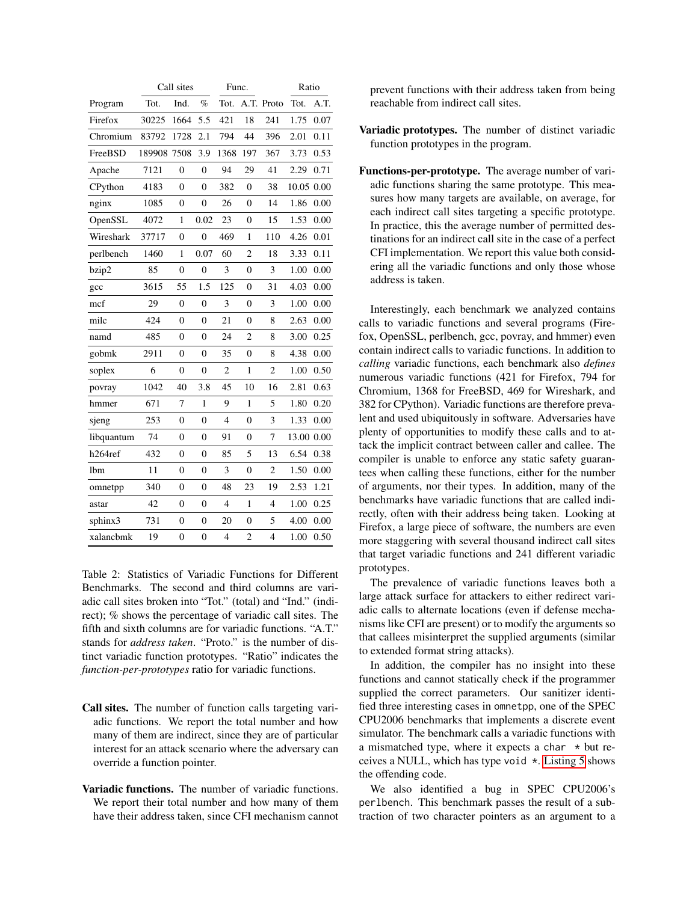| | Call sites | | | Func. | | | Ratio | |
|---|---|---|---|---|---|---|---|---|
| Program | Tot. | Ind. | % | Tot. | A.T. | Proto | Tot. | A.T. |
| Firefox | 30225 | 1664 | 5.5 | 421 | 18 | 241 | 1.75 | 0.07 |
| Chromium | 83792 | 1728 | 2.1 | 794 | 44 | 396 | 2.01 | 0.11 |
| FreeBSD | 189908 | 7508 | 3.9 | 1368 | 197 | 367 | 3.73 | 0.53 |
| Apache | 7121 | 0 | 0 | 94 | 29 | 41 | 2.29 | 0.71 |
| CPython | 4183 | 0 | 0 | 382 | 0 | 38 | 10.05 | 0.00 |
| nginx | 1085 | 0 | 0 | 26 | 0 | 14 | 1.86 | 0.00 |
| OpenSSL | 4072 | 1 | 0.02 | 23 | 0 | 15 | 1.53 | 0.00 |
| Wireshark | 37717 | 0 | 0 | 469 | 1 | 110 | 4.26 | 0.01 |
| perlbench | 1460 | 1 | 0.07 | 60 | 2 | 18 | 3.33 | 0.11 |
| bzip2 | 85 | 0 | 0 | 3 | 0 | 3 | 1.00 | 0.00 |
| gcc | 3615 | 55 | 1.5 | 125 | 0 | 31 | 4.03 | 0.00 |
| mcf | 29 | 0 | 0 | 3 | 0 | 3 | 1.00 | 0.00 |
| milc | 424 | 0 | 0 | 21 | 0 | 8 | 2.63 | 0.00 |
| namd | 485 | 0 | 0 | 24 | 2 | 8 | 3.00 | 0.25 |
| gobmk | 2911 | 0 | 0 | 35 | 0 | 8 | 4.38 | 0.00 |
| soplex | 6 | 0 | 0 | 2 | 1 | 2 | 1.00 | 0.50 |
| povray | 1042 | 40 | 3.8 | 45 | 10 | 16 | 2.81 | 0.63 |
| hmmer | 671 | 7 | 1 | 9 | 1 | 5 | 1.80 | 0.20 |
| sjeng | 253 | 0 | 0 | 4 | 0 | 3 | 1.33 | 0.00 |
| libquantum | 74 | 0 | 0 | 91 | 0 | 7 | 13.00 | 0.00 |
| h264ref | 432 | 0 | 0 | 85 | 5 | 13 | 6.54 | 0.38 |
| lbm | 11 | 0 | 0 | 3 | 0 | 2 | 1.50 | 0.00 |
| omnetpp | 340 | 0 | 0 | 48 | 23 | 19 | 2.53 | 1.21 |
| astar | 42 | 0 | 0 | 4 | 1 | 4 | 1.00 | 0.25 |
| sphinx3 | 731 | 0 | 0 | 20 | 0 | 5 | 4.00 | 0.00 |
| xalancbmk | 19 | 0 | 0 | 4 | 2 | 4 | 1.00 | 0.50 |

Table 2: Statistics of Variadic Functions for Different Benchmarks. The second and third columns are variadic call sites broken into "Tot." (total) and "Ind." (indirect); % shows the percentage of variadic call sites. The fifth and sixth columns are for variadic functions. "A.T." stands for *address taken*. "Proto." is the number of distinct variadic function prototypes. "Ratio" indicates the *function-per-prototypes* ratio for variadic functions.

**Call sites.** The number of function calls targeting variadic functions. We report the total number and how many of them are indirect, since they are of particular interest for an attack scenario where the adversary can override a function pointer.

**Variadic functions.** The number of variadic functions. We report their total number and how many of them have their address taken, since CFI mechanism cannot prevent functions with their address taken from being reachable from indirect call sites.

**Variadic prototypes.** The number of distinct variadic function prototypes in the program.

**Functions-per-prototype.** The average number of variadic functions sharing the same prototype. This measures how many targets are available, on average, for each indirect call sites targeting a specific prototype. In practice, this the average number of permitted destinations for an indirect call site in the case of a perfect CFI implementation. We report this value both considering all the variadic functions and only those whose address is taken.

Interestingly, each benchmark we analyzed contains calls to variadic functions and several programs (Firefox, OpenSSL, perlbench, gcc, povray, and hmmer) even contain indirect calls to variadic functions. In addition to *calling* variadic functions, each benchmark also *defines* numerous variadic functions (421 for Firefox, 794 for Chromium, 1368 for FreeBSD, 469 for Wireshark, and 382 for CPython). Variadic functions are therefore prevalent and used ubiquitously in software. Adversaries have plenty of opportunities to modify these calls and to attack the implicit contract between caller and callee. The compiler is unable to enforce any static safety guarantees when calling these functions, either for the number of arguments, nor their types. In addition, many of the benchmarks have variadic functions that are called indirectly, often with their address being taken. Looking at Firefox, a large piece of software, the numbers are even more staggering with several thousand indirect call sites that target variadic functions and 241 different variadic prototypes.

The prevalence of variadic functions leaves both a large attack surface for attackers to either redirect variadic calls to alternate locations (even if defense mechanisms like CFI are present) or to modify the arguments so that callees misinterpret the supplied arguments (similar to extended format string attacks).

In addition, the compiler has no insight into these functions and cannot statically check if the programmer supplied the correct parameters. Our sanitizer identified three interesting cases in `omnetpp`, one of the SPEC CPU2006 benchmarks that implements a discrete event simulator. The benchmark calls a variadic functions with a mismatched type, where it expects a `char *` but receives a NULL, which has type `void *`. Listing 5 shows the offending code.

We also identified a bug in SPEC CPU2006's `perlbench`. This benchmark passes the result of a subtraction of two character pointers as an argument to a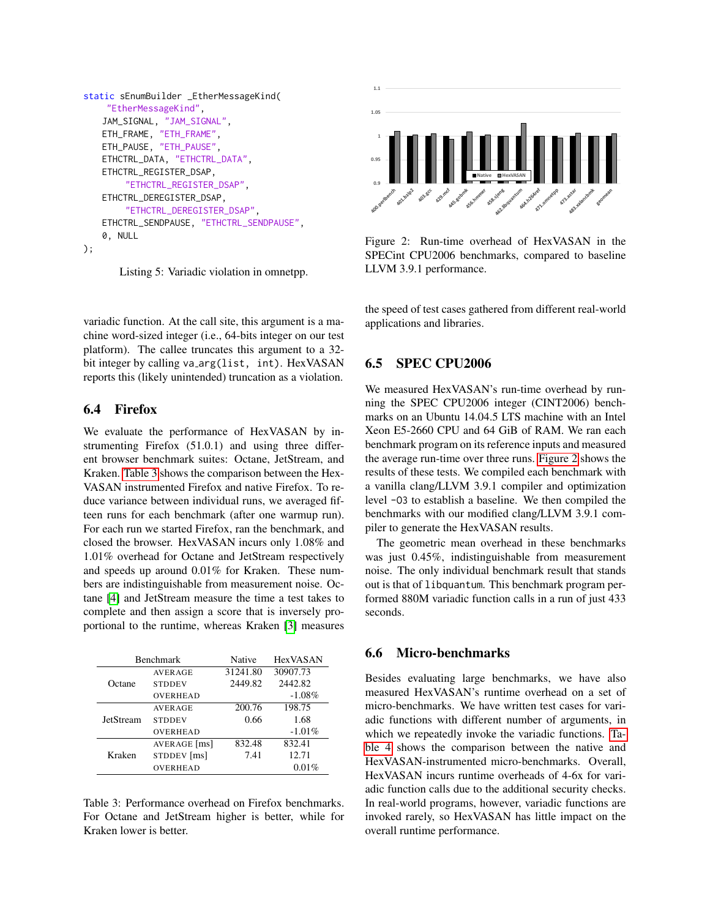```
static sEnumBuilder _EtherMessageKind(
     "EtherMessageKind",
    JAM_SIGNAL, "JAM_SIGNAL",
    ETH_FRAME, "ETH_FRAME",
    ETH_PAUSE, "ETH_PAUSE",
    ETHCTRL_DATA, "ETHCTRL_DATA",
    ETHCTRL_REGISTER_DSAP,
         "ETHCTRL_REGISTER_DSAP",
    ETHCTRL_DEREGISTER_DSAP,
         "ETHCTRL_DEREGISTER_DSAP",
    ETHCTRL_SENDPAUSE, "ETHCTRL_SENDPAUSE",
    0, NULL
);
```

Listing 5: Variadic violation in omnetpp.

variadic function. At the call site, this argument is a machine word-sized integer (i.e., 64-bits integer on our test platform). The callee truncates this argument to a 32-bit integer by calling va_arg(list, int). HexVASAN reports this (likely unintended) truncation as a violation.

## 6.4 Firefox

We evaluate the performance of HexVASAN by instrumenting Firefox (51.0.1) and using three different browser benchmark suites: Octane, JetStream, and Kraken. Table 3 shows the comparison between the HexVASAN instrumented Firefox and native Firefox. To reduce variance between individual runs, we averaged fifteen runs for each benchmark (after one warmup run). For each run we started Firefox, ran the benchmark, and closed the browser. HexVASAN incurs only 1.08% and 1.01% overhead for Octane and JetStream respectively and speeds up around 0.01% for Kraken. These numbers are indistinguishable from measurement noise. Octane [4] and JetStream measure the time a test takes to complete and then assign a score that is inversely proportional to the runtime, whereas Kraken [3] measures the speed of test cases gathered from different real-world applications and libraries.

| Benchmark | | Native | HexVASAN |
|---|---|---|---|
| Octane | AVERAGE | 31241.80 | 30907.73 |
| | STDDEV | 2449.82 | 2442.82 |
| | OVERHEAD | | -1.08% |
| JetStream | AVERAGE | 200.76 | 198.75 |
| | STDDEV | 0.66 | 1.68 |
| | OVERHEAD | | -1.01% |
| Kraken | AVERAGE [ms] | 832.48 | 832.41 |
| | STDDEV [ms] | 7.41 | 12.71 |
| | OVERHEAD | | 0.01% |

Table 3: Performance overhead on Firefox benchmarks. For Octane and JetStream higher is better, while for Kraken lower is better.

Figure 2: Run-time overhead of HexVASAN in the SPECint CPU2006 benchmarks, compared to baseline LLVM 3.9.1 performance.

## 6.5 SPEC CPU2006

We measured HexVASAN's run-time overhead by running the SPEC CPU2006 integer (CINT2006) benchmarks on an Ubuntu 14.04.5 LTS machine with an Intel Xeon E5-2660 CPU and 64 GiB of RAM. We ran each benchmark program on its reference inputs and measured the average run-time over three runs. Figure 2 shows the results of these tests. We compiled each benchmark with a vanilla clang/LLVM 3.9.1 compiler and optimization level -O3 to establish a baseline. We then compiled the benchmarks with our modified clang/LLVM 3.9.1 compiler to generate the HexVASAN results.

The geometric mean overhead in these benchmarks was just 0.45%, indistinguishable from measurement noise. The only individual benchmark result that stands out is that of libquantum. This benchmark program performed 880M variadic function calls in a run of just 433 seconds.

## 6.6 Micro-benchmarks

Besides evaluating large benchmarks, we have also measured HexVASAN's runtime overhead on a set of micro-benchmarks. We have written test cases for variadic functions with different number of arguments, in which we repeatedly invoke the variadic functions. Table 4 shows the comparison between the native and HexVASAN-instrumented micro-benchmarks. Overall, HexVASAN incurs runtime overheads of 4-6x for variadic function calls due to the additional security checks. In real-world programs, however, variadic functions are invoked rarely, so HexVASAN has little impact on the overall runtime performance.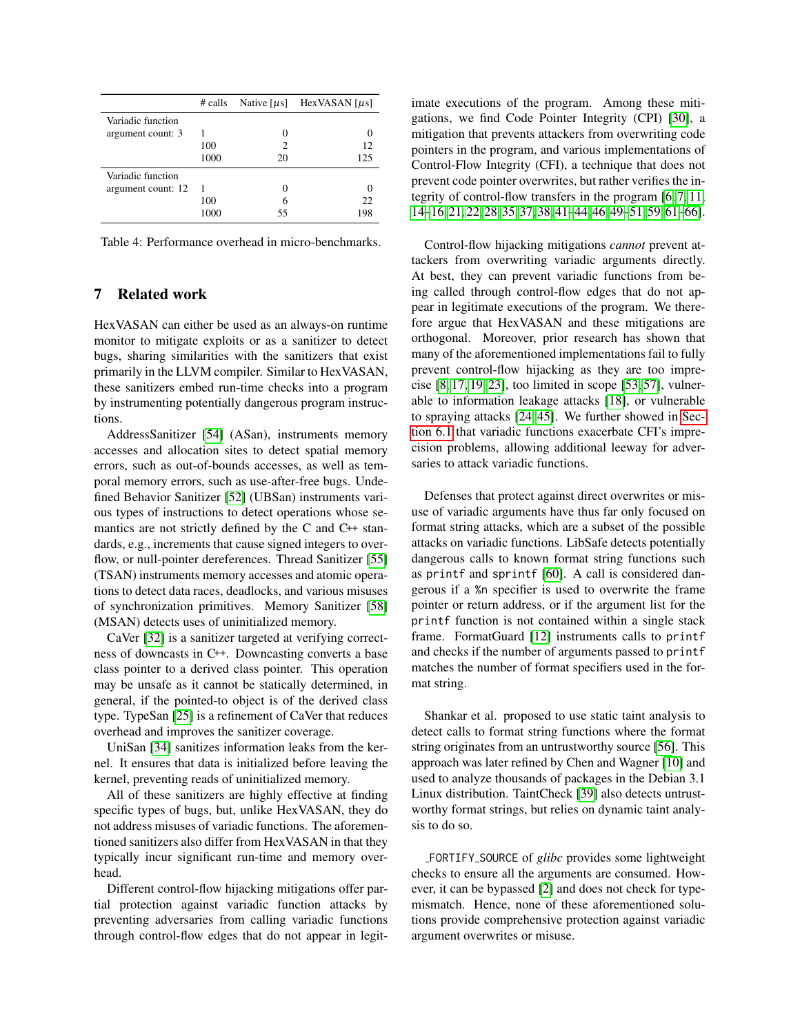| | # calls | Native [$\mu$s] | HexVASAN [$\mu$s] |
|---|---|---|---|
| Variadic function argument count: 3 | 1 | 0 | 0 |
| | 100 | 2 | 12 |
| | 1000 | 20 | 125 |
| Variadic function argument count: 12 | 1 | 0 | 0 |
| | 100 | 6 | 22 |
| | 1000 | 55 | 198 |

Table 4: Performance overhead in micro-benchmarks.

## 7 Related work

HexVASAN can either be used as an always-on runtime monitor to mitigate exploits or as a sanitizer to detect bugs, sharing similarities with the sanitizers that exist primarily in the LLVM compiler. Similar to HexVASAN, these sanitizers embed run-time checks into a program by instrumenting potentially dangerous program instructions.

AddressSanitizer [54] (ASan), instruments memory accesses and allocation sites to detect spatial memory errors, such as out-of-bounds accesses, as well as temporal memory errors, such as use-after-free bugs. Undefined Behavior Sanitizer [52] (UBSan) instruments various types of instructions to detect operations whose semantics are not strictly defined by the C and C++ standards, e.g., increments that cause signed integers to overflow, or null-pointer dereferences. Thread Sanitizer [55] (TSAN) instruments memory accesses and atomic operations to detect data races, deadlocks, and various misuses of synchronization primitives. Memory Sanitizer [58] (MSAN) detects uses of uninitialized memory.

CaVer [32] is a sanitizer targeted at verifying correctness of downcasts in C++. Downcasting converts a base class pointer to a derived class pointer. This operation may be unsafe as it cannot be statically determined, in general, if the pointed-to object is of the derived class type. TypeSan [25] is a refinement of CaVer that reduces overhead and improves the sanitizer coverage.

UniSan [34] sanitizes information leaks from the kernel. It ensures that data is initialized before leaving the kernel, preventing reads of uninitialized memory.

All of these sanitizers are highly effective at finding specific types of bugs, but, unlike HexVASAN, they do not address misuses of variadic functions. The aforementioned sanitizers also differ from HexVASAN in that they typically incur significant run-time and memory overhead.

Different control-flow hijacking mitigations offer partial protection against variadic function attacks by preventing adversaries from calling variadic functions through control-flow edges that do not appear in legitimate executions of the program. Among these mitigations, we find Code Pointer Integrity (CPI) [30], a mitigation that prevents attackers from overwriting code pointers in the program, and various implementations of Control-Flow Integrity (CFI), a technique that does not prevent code pointer overwrites, but rather verifies the integrity of control-flow transfers in the program [6, 7, 11, 14–16, 21, 22, 28, 35, 37, 38, 41–44, 46, 49–51, 59, 61–66].

Control-flow hijacking mitigations *cannot* prevent attackers from overwriting variadic arguments directly. At best, they can prevent variadic functions from being called through control-flow edges that do not appear in legitimate executions of the program. We therefore argue that HexVASAN and these mitigations are orthogonal. Moreover, prior research has shown that many of the aforementioned implementations fail to fully prevent control-flow hijacking as they are too imprecise [8, 17, 19, 23], too limited in scope [53, 57], vulnerable to information leakage attacks [18], or vulnerable to spraying attacks [24, 45]. We further showed in Section 6.1 that variadic functions exacerbate CFI's imprecision problems, allowing additional leeway for adversaries to attack variadic functions.

Defenses that protect against direct overwrites or misuse of variadic arguments have thus far only focused on format string attacks, which are a subset of the possible attacks on variadic functions. LibSafe detects potentially dangerous calls to known format string functions such as `printf` and `sprintf` [60]. A call is considered dangerous if a `%n` specifier is used to overwrite the frame pointer or return address, or if the argument list for the `printf` function is not contained within a single stack frame. FormatGuard [12] instruments calls to `printf` and checks if the number of arguments passed to `printf` matches the number of format specifiers used in the format string.

Shankar et al. proposed to use static taint analysis to detect calls to format string functions where the format string originates from an untrustworthy source [56]. This approach was later refined by Chen and Wagner [10] and used to analyze thousands of packages in the Debian 3.1 Linux distribution. TaintCheck [39] also detects untrustworthy format strings, but relies on dynamic taint analysis to do so.

`_FORTIFY_SOURCE` of *glibc* provides some lightweight checks to ensure all the arguments are consumed. However, it can be bypassed [2] and does not check for type-mismatch. Hence, none of these aforementioned solutions provide comprehensive protection against variadic argument overwrites or misuse.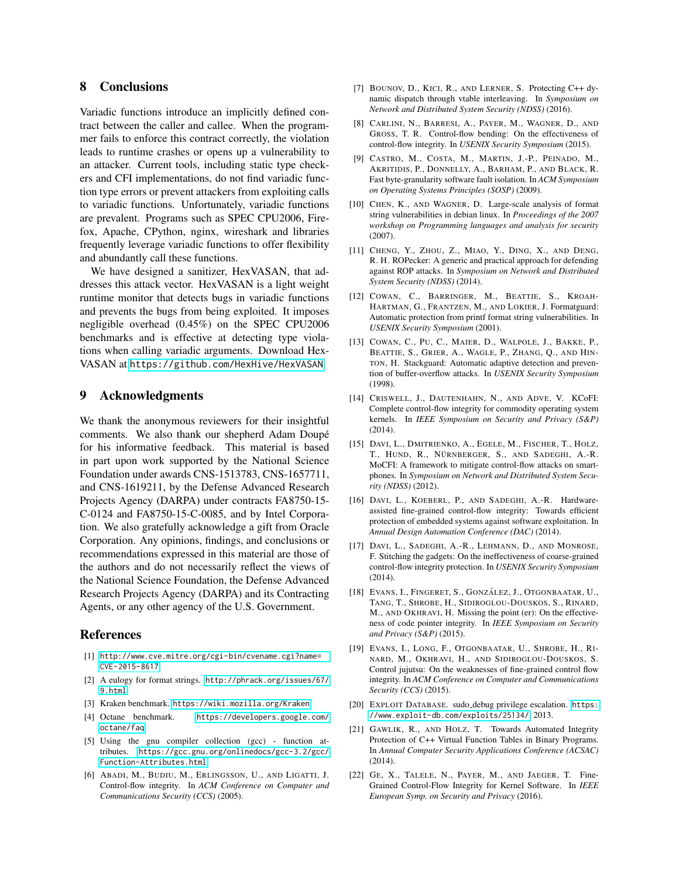## 8 Conclusions

Variadic functions introduce an implicitly defined contract between the caller and callee. When the programmer fails to enforce this contract correctly, the violation leads to runtime crashes or opens up a vulnerability to an attacker. Current tools, including static type checkers and CFI implementations, do not find variadic function type errors or prevent attackers from exploiting calls to variadic functions. Unfortunately, variadic functions are prevalent. Programs such as SPEC CPU2006, Firefox, Apache, CPython, nginx, wireshark and libraries frequently leverage variadic functions to offer flexibility and abundantly call these functions.

We have designed a sanitizer, HexVASAN, that addresses this attack vector. HexVASAN is a light weight runtime monitor that detects bugs in variadic functions and prevents the bugs from being exploited. It imposes negligible overhead (0.45%) on the SPEC CPU2006 benchmarks and is effective at detecting type violations when calling variadic arguments. Download HexVASAN at https://github.com/HexHive/HexVASAN.

## 9 Acknowledgments

We thank the anonymous reviewers for their insightful comments. We also thank our shepherd Adam Doupé for his informative feedback. This material is based in part upon work supported by the National Science Foundation under awards CNS-1513783, CNS-1657711, and CNS-1619211, by the Defense Advanced Research Projects Agency (DARPA) under contracts FA8750-15-C-0124 and FA8750-15-C-0085, and by Intel Corporation. We also gratefully acknowledge a gift from Oracle Corporation. Any opinions, findings, and conclusions or recommendations expressed in this material are those of the authors and do not necessarily reflect the views of the National Science Foundation, the Defense Advanced Research Projects Agency (DARPA) and its Contracting Agents, or any other agency of the U.S. Government.

## References

[1] http://www.cve.mitre.org/cgi-bin/cvename.cgi?name=CVE-2015-8617.

[2] A eulogy for format strings. http://phrack.org/issues/67/9.html.

[3] Kraken benchmark. https://wiki.mozilla.org/Kraken.

[4] Octane benchmark. https://developers.google.com/octane/faq.

[5] Using the gnu compiler collection (gcc) - function attributes. https://gcc.gnu.org/onlinedocs/gcc-3.2/gcc/Function-Attributes.html.

[6] Abadi, M., Budiu, M., Erlingsson, U., and Ligatti, J. Control-flow integrity. In *ACM Conference on Computer and Communications Security (CCS)* (2005).

[7] Bounov, D., Kici, R., and Lerner, S. Protecting C++ dynamic dispatch through vtable interleaving. In *Symposium on Network and Distributed System Security (NDSS)* (2016).

[8] Carlini, N., Barresi, A., Payer, M., Wagner, D., and Gross, T. R. Control-flow bending: On the effectiveness of control-flow integrity. In *USENIX Security Symposium* (2015).

[9] Castro, M., Costa, M., Martin, J.-P., Peinado, M., Akritidis, P., Donnelly, A., Barham, P., and Black, R. Fast byte-granularity software fault isolation. In *ACM Symposium on Operating Systems Principles (SOSP)* (2009).

[10] Chen, K., and Wagner, D. Large-scale analysis of format string vulnerabilities in debian linux. In *Proceedings of the 2007 workshop on Programming languages and analysis for security* (2007).

[11] Cheng, Y., Zhou, Z., Miao, Y., Ding, X., and Deng, R. H. ROPecker: A generic and practical approach for defending against ROP attacks. In *Symposium on Network and Distributed System Security (NDSS)* (2014).

[12] Cowan, C., Barringer, M., Beattie, S., Kroah-Hartman, G., Frantzen, M., and Lokier, J. Formatguard: Automatic protection from printf format string vulnerabilities. In *USENIX Security Symposium* (2001).

[13] Cowan, C., Pu, C., Maier, D., Walpole, J., Bakke, P., Beattie, S., Grier, A., Wagle, P., Zhang, Q., and Hinton, H. Stackguard: Automatic adaptive detection and prevention of buffer-overflow attacks. In *USENIX Security Symposium* (1998).

[14] Criswell, J., Dautenhahn, N., and Adve, V. KCoFI: Complete control-flow integrity for commodity operating system kernels. In *IEEE Symposium on Security and Privacy (S&P)* (2014).

[15] Davi, L., Dmitrienko, A., Egele, M., Fischer, T., Holz, T., Hund, R., Nürnberger, S., and Sadeghi, A.-R. MoCFI: A framework to mitigate control-flow attacks on smartphones. In *Symposium on Network and Distributed System Security (NDSS)* (2012).

[16] Davi, L., Koeberl, P., and Sadeghi, A.-R. Hardware-assisted fine-grained control-flow integrity: Towards efficient protection of embedded systems against software exploitation. In *Annual Design Automation Conference (DAC)* (2014).

[17] Davi, L., Sadeghi, A.-R., Lehmann, D., and Monrose, F. Stitching the gadgets: On the ineffectiveness of coarse-grained control-flow integrity protection. In *USENIX Security Symposium* (2014).

[18] Evans, I., Fingeret, S., González, J., Otgonbaatar, U., Tang, T., Shrobe, H., Sidiroglou-Douskos, S., Rinard, M., and Okhravi, H. Missing the point (er): On the effectiveness of code pointer integrity. In *IEEE Symposium on Security and Privacy (S&P)* (2015).

[19] Evans, I., Long, F., Otgonbaatar, U., Shrobe, H., Rinard, M., Okhravi, H., and Sidiroglou-Douskos, S. Control jujutsu: On the weaknesses of fine-grained control flow integrity. In *ACM Conference on Computer and Communications Security (CCS)* (2015).

[20] Exploit Database. sudo_debug privilege escalation. https://www.exploit-db.com/exploits/25134/, 2013.

[21] Gawlik, R., and Holz, T. Towards Automated Integrity Protection of C++ Virtual Function Tables in Binary Programs. In *Annual Computer Security Applications Conference (ACSAC)* (2014).

[22] Ge, X., Talele, N., Payer, M., and Jaeger, T. Fine-Grained Control-Flow Integrity for Kernel Software. In *IEEE European Symp. on Security and Privacy* (2016).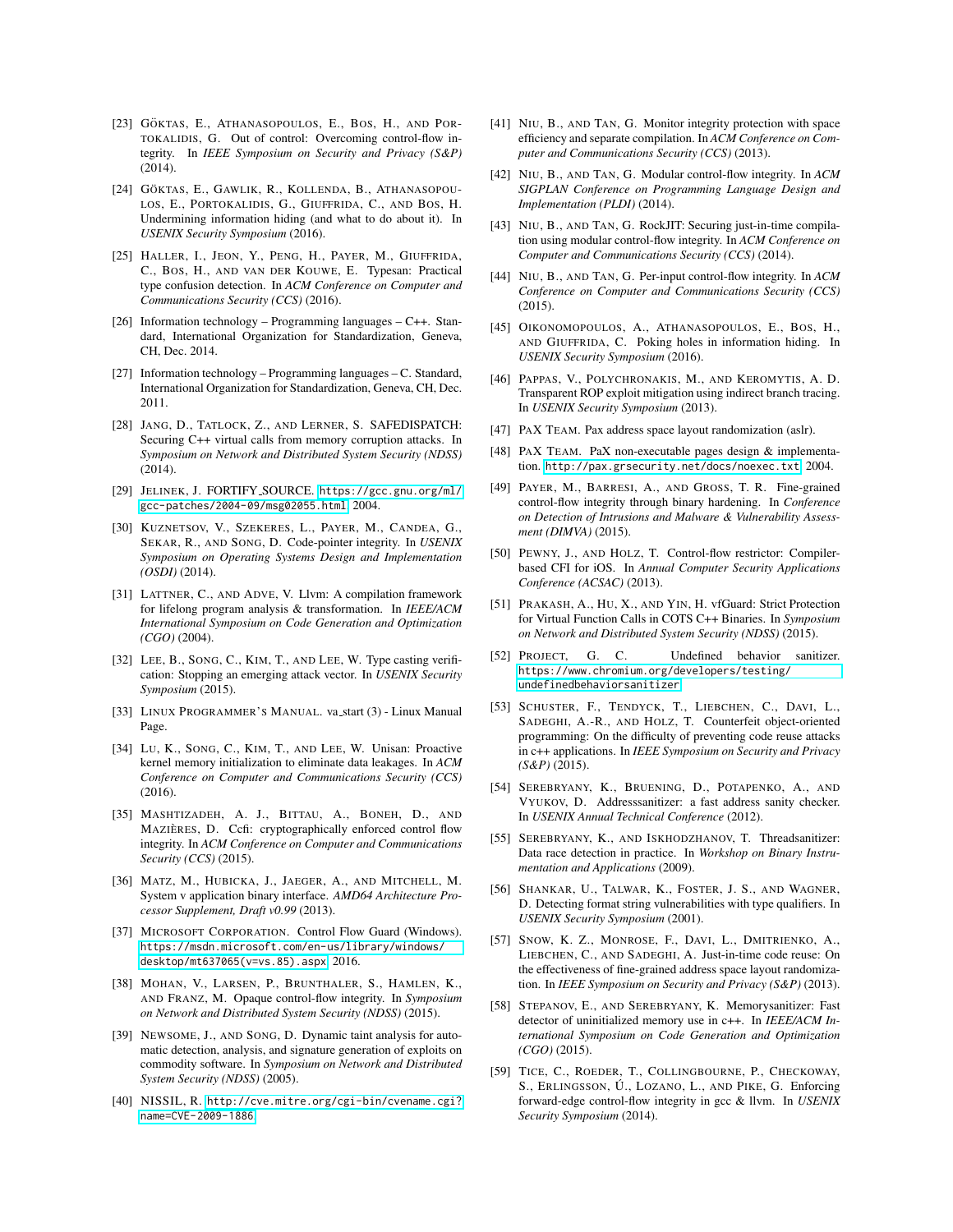[23] Göktas, E., Athanasopoulos, E., Bos, H., and Portokalidis, G. Out of control: Overcoming control-flow integrity. In *IEEE Symposium on Security and Privacy (S&P)* (2014).

[24] Göktas, E., Gawlik, R., Kollenda, B., Athanasopoulos, E., Portokalidis, G., Giuffrida, C., and Bos, H. Undermining information hiding (and what to do about it). In *USENIX Security Symposium* (2016).

[25] Haller, I., Jeon, Y., Peng, H., Payer, M., Giuffrida, C., Bos, H., and van der Kouwe, E. Typesan: Practical type confusion detection. In *ACM Conference on Computer and Communications Security (CCS)* (2016).

[26] Information technology – Programming languages – C++. Standard, International Organization for Standardization, Geneva, CH, Dec. 2014.

[27] Information technology – Programming languages – C. Standard, International Organization for Standardization, Geneva, CH, Dec. 2011.

[28] Jang, D., Tatlock, Z., and Lerner, S. SAFEDISPATCH: Securing C++ virtual calls from memory corruption attacks. In *Symposium on Network and Distributed System Security (NDSS)* (2014).

[29] Jelinek, J. FORTIFY_SOURCE. https://gcc.gnu.org/ml/gcc-patches/2004-09/msg02055.html, 2004.

[30] Kuznetsov, V., Szekeres, L., Payer, M., Candea, G., Sekar, R., and Song, D. Code-pointer integrity. In *USENIX Symposium on Operating Systems Design and Implementation (OSDI)* (2014).

[31] Lattner, C., and Adve, V. Llvm: A compilation framework for lifelong program analysis & transformation. In *IEEE/ACM International Symposium on Code Generation and Optimization (CGO)* (2004).

[32] Lee, B., Song, C., Kim, T., and Lee, W. Type casting verification: Stopping an emerging attack vector. In *USENIX Security Symposium* (2015).

[33] Linux Programmer's Manual. va_start (3) - Linux Manual Page.

[34] Lu, K., Song, C., Kim, T., and Lee, W. Unisan: Proactive kernel memory initialization to eliminate data leakages. In *ACM Conference on Computer and Communications Security (CCS)* (2016).

[35] Mashtizadeh, A. J., Bittau, A., Boneh, D., and Mazières, D. Ccfi: cryptographically enforced control flow integrity. In *ACM Conference on Computer and Communications Security (CCS)* (2015).

[36] Matz, M., Hubicka, J., Jaeger, A., and Mitchell, M. System v application binary interface. *AMD64 Architecture Processor Supplement, Draft v0.99* (2013).

[37] Microsoft Corporation. Control Flow Guard (Windows). https://msdn.microsoft.com/en-us/library/windows/desktop/mt637065(v=vs.85).aspx, 2016.

[38] Mohan, V., Larsen, P., Brunthaler, S., Hamlen, K., and Franz, M. Opaque control-flow integrity. In *Symposium on Network and Distributed System Security (NDSS)* (2015).

[39] Newsome, J., and Song, D. Dynamic taint analysis for automatic detection, analysis, and signature generation of exploits on commodity software. In *Symposium on Network and Distributed System Security (NDSS)* (2005).

[40] NISSIL, R. http://cve.mitre.org/cgi-bin/cvename.cgi?name=CVE-2009-1886.

[41] Niu, B., and Tan, G. Monitor integrity protection with space efficiency and separate compilation. In *ACM Conference on Computer and Communications Security (CCS)* (2013).

[42] Niu, B., and Tan, G. Modular control-flow integrity. In *ACM SIGPLAN Conference on Programming Language Design and Implementation (PLDI)* (2014).

[43] Niu, B., and Tan, G. RockJIT: Securing just-in-time compilation using modular control-flow integrity. In *ACM Conference on Computer and Communications Security (CCS)* (2014).

[44] Niu, B., and Tan, G. Per-input control-flow integrity. In *ACM Conference on Computer and Communications Security (CCS)* (2015).

[45] Oikonomopoulos, A., Athanasopoulos, E., Bos, H., and Giuffrida, C. Poking holes in information hiding. In *USENIX Security Symposium* (2016).

[46] Pappas, V., Polychronakis, M., and Keromytis, A. D. Transparent ROP exploit mitigation using indirect branch tracing. In *USENIX Security Symposium* (2013).

[47] PaX Team. Pax address space layout randomization (aslr).

[48] PaX Team. PaX non-executable pages design & implementation. http://pax.grsecurity.net/docs/noexec.txt, 2004.

[49] Payer, M., Barresi, A., and Gross, T. R. Fine-grained control-flow integrity through binary hardening. In *Conference on Detection of Intrusions and Malware & Vulnerability Assessment (DIMVA)* (2015).

[50] Pewny, J., and Holz, T. Control-flow restrictor: Compiler-based CFI for iOS. In *Annual Computer Security Applications Conference (ACSAC)* (2013).

[51] Prakash, A., Hu, X., and Yin, H. vfGuard: Strict Protection for Virtual Function Calls in COTS C++ Binaries. In *Symposium on Network and Distributed System Security (NDSS)* (2015).

[52] Project, G. C. Undefined behavior sanitizer. https://www.chromium.org/developers/testing/undefinedbehaviorsanitizer.

[53] Schuster, F., Tendyck, T., Liebchen, C., Davi, L., Sadeghi, A.-R., and Holz, T. Counterfeit object-oriented programming: On the difficulty of preventing code reuse attacks in c++ applications. In *IEEE Symposium on Security and Privacy (S&P)* (2015).

[54] Serebryany, K., Bruening, D., Potapenko, A., and Vyukov, D. Addresssanitizer: a fast address sanity checker. In *USENIX Annual Technical Conference* (2012).

[55] Serebryany, K., and Iskhodzhanov, T. Threadsanitizer: Data race detection in practice. In *Workshop on Binary Instrumentation and Applications* (2009).

[56] Shankar, U., Talwar, K., Foster, J. S., and Wagner, D. Detecting format string vulnerabilities with type qualifiers. In *USENIX Security Symposium* (2001).

[57] Snow, K. Z., Monrose, F., Davi, L., Dmitrienko, A., Liebchen, C., and Sadeghi, A. Just-in-time code reuse: On the effectiveness of fine-grained address space layout randomization. In *IEEE Symposium on Security and Privacy (S&P)* (2013).

[58] Stepanov, E., and Serebryany, K. Memorysanitizer: Fast detector of uninitialized memory use in c++. In *IEEE/ACM International Symposium on Code Generation and Optimization (CGO)* (2015).

[59] Tice, C., Roeder, T., Collingbourne, P., Checkoway, S., Erlingsson, Ú., Lozano, L., and Pike, G. Enforcing forward-edge control-flow integrity in gcc & llvm. In *USENIX Security Symposium* (2014).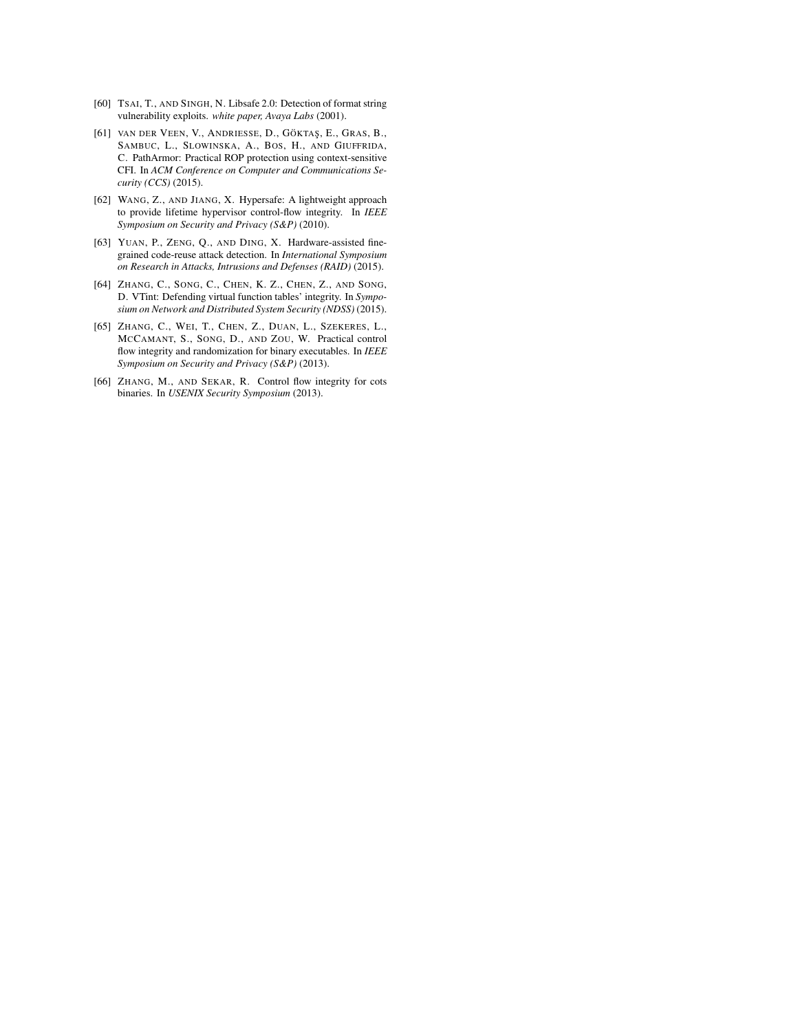[60] Tsai, T., and Singh, N. Libsafe 2.0: Detection of format string vulnerability exploits. *white paper, Avaya Labs* (2001).

[61] van der Veen, V., Andriesse, D., Göktaş, E., Gras, B., Sambuc, L., Slowinska, A., Bos, H., and Giuffrida, C. PathArmor: Practical ROP protection using context-sensitive CFI. In *ACM Conference on Computer and Communications Security (CCS)* (2015).

[62] Wang, Z., and Jiang, X. Hypersafe: A lightweight approach to provide lifetime hypervisor control-flow integrity. In *IEEE Symposium on Security and Privacy (S&P)* (2010).

[63] Yuan, P., Zeng, Q., and Ding, X. Hardware-assisted fine-grained code-reuse attack detection. In *International Symposium on Research in Attacks, Intrusions and Defenses (RAID)* (2015).

[64] Zhang, C., Song, C., Chen, K. Z., Chen, Z., and Song, D. VTint: Defending virtual function tables' integrity. In *Symposium on Network and Distributed System Security (NDSS)* (2015).

[65] Zhang, C., Wei, T., Chen, Z., Duan, L., Szekeres, L., McCamant, S., Song, D., and Zou, W. Practical control flow integrity and randomization for binary executables. In *IEEE Symposium on Security and Privacy (S&P)* (2013).

[66] Zhang, M., and Sekar, R. Control flow integrity for cots binaries. In *USENIX Security Symposium* (2013).